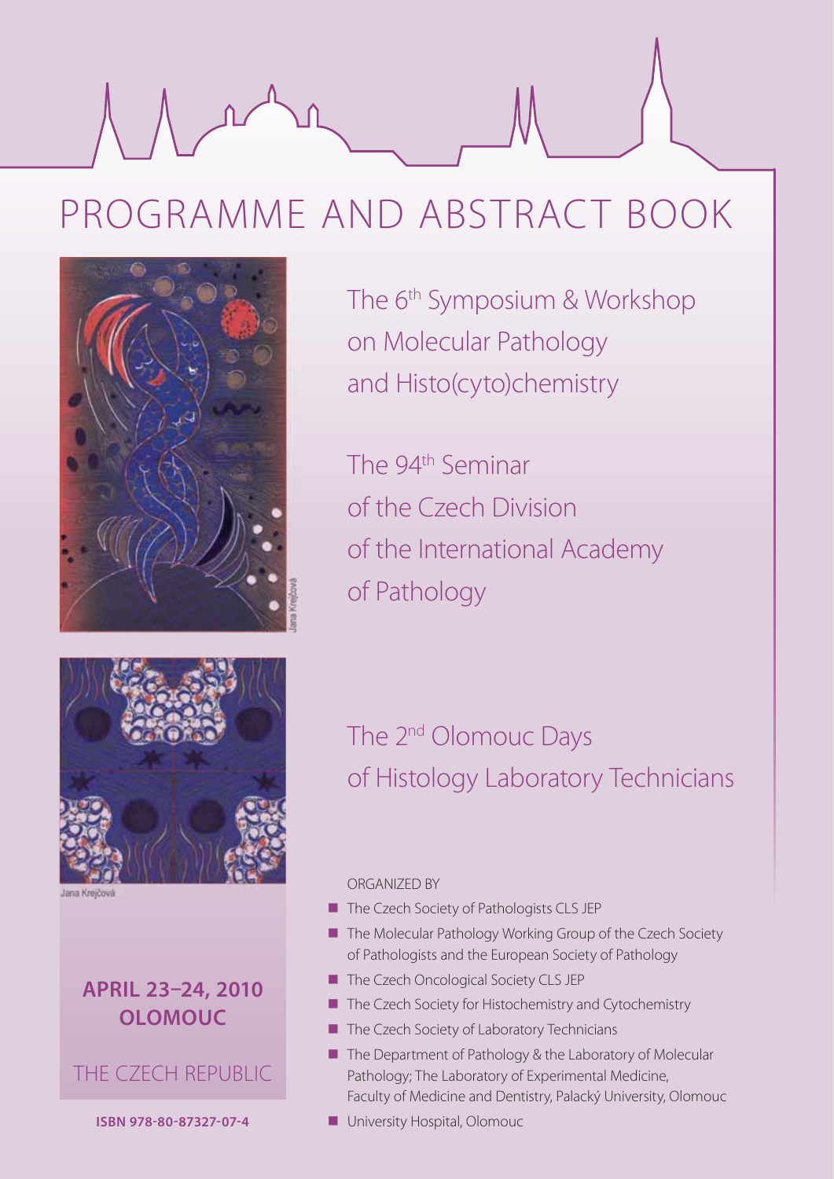# PROGRAMME AND ABSTRACT BOOK

The 6th Symposium & Workshop on Molecular Pathology and Histo(cyto)chemistry

The 94th Seminar of the Czech Division of the International Academy of Pathology

Jana Krejčová

Jana Krejčová

The 2nd Olomouc Days of Histology Laboratory Technicians

**APRIL 23–24, 2010**
**OLOMOUC**

THE CZECH REPUBLIC

**ISBN 978-80-87327-07-4**

ORGANIZED BY

- The Czech Society of Pathologists CLS JEP
- The Molecular Pathology Working Group of the Czech Society of Pathologists and the European Society of Pathology
- The Czech Oncological Society CLS JEP
- The Czech Society for Histochemistry and Cytochemistry
- The Czech Society of Laboratory Technicians
- The Department of Pathology & the Laboratory of Molecular Pathology; The Laboratory of Experimental Medicine, Faculty of Medicine and Dentistry, Palacký University, Olomouc
- University Hospital, Olomouc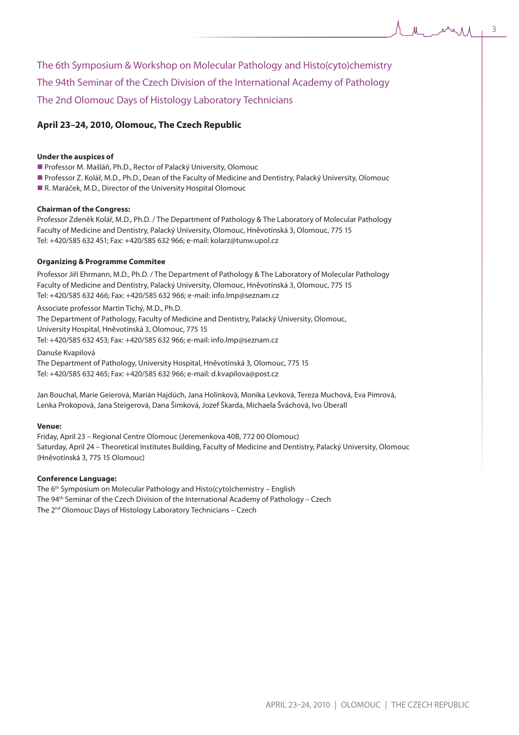# The 6th Symposium & Workshop on Molecular Pathology and Histo(cyto)chemistry
# The 94th Seminar of the Czech Division of the International Academy of Pathology
# The 2nd Olomouc Days of Histology Laboratory Technicians

## April 23–24, 2010, Olomouc, The Czech Republic

**Under the auspices of**

- Professor M. Mašláň, Ph.D., Rector of Palacký University, Olomouc
- Professor Z. Kolář, M.D., Ph.D., Dean of the Faculty of Medicine and Dentistry, Palacký University, Olomouc
- R. Maráček, M.D., Director of the University Hospital Olomouc

**Chairman of the Congress:**

Professor Zdeněk Kolář, M.D., Ph.D. / The Department of Pathology & The Laboratory of Molecular Pathology
Faculty of Medicine and Dentistry, Palacký University, Olomouc, Hněvotínská 3, Olomouc, 775 15
Tel: +420/585 632 451; Fax: +420/585 632 966; e-mail: kolarz@tunw.upol.cz

**Organizing & Programme Commitee**

Professor Jiří Ehrmann, M.D., Ph.D. / The Department of Pathology & The Laboratory of Molecular Pathology
Faculty of Medicine and Dentistry, Palacký University, Olomouc, Hněvotínská 3, Olomouc, 775 15
Tel: +420/585 632 466; Fax: +420/585 632 966; e-mail: info.lmp@seznam.cz

Associate professor Martin Tichý, M.D., Ph.D.
The Department of Pathology, Faculty of Medicine and Dentistry, Palacký University, Olomouc,
University Hospital, Hněvotínská 3, Olomouc, 775 15
Tel: +420/585 632 453; Fax: +420/585 632 966; e-mail: info.lmp@seznam.cz

Danuše Kvapilová
The Department of Pathology, University Hospital, Hněvotínská 3, Olomouc, 775 15
Tel: +420/585 632 465; Fax: +420/585 632 966; e-mail: d.kvapilova@post.cz

Jan Bouchal, Marie Geierová, Marián Hajdúch, Jana Holinková, Monika Levková, Tereza Muchová, Eva Pimrová, Lenka Prokopová, Jana Steigerová, Dana Šimková, Jozef Škarda, Michaela Šváchová, Ivo Überall

**Venue:**

Friday, April 23 – Regional Centre Olomouc (Jeremenkova 40B, 772 00 Olomouc)
Saturday, April 24 – Theoretical Institutes Building, Faculty of Medicine and Dentistry, Palacký University, Olomouc (Hněvotínská 3, 775 15 Olomouc)

**Conference Language:**

The 6th Symposium on Molecular Pathology and Histo(cyto)chemistry – English
The 94th Seminar of the Czech Division of the International Academy of Pathology – Czech
The 2nd Olomouc Days of Histology Laboratory Technicians – Czech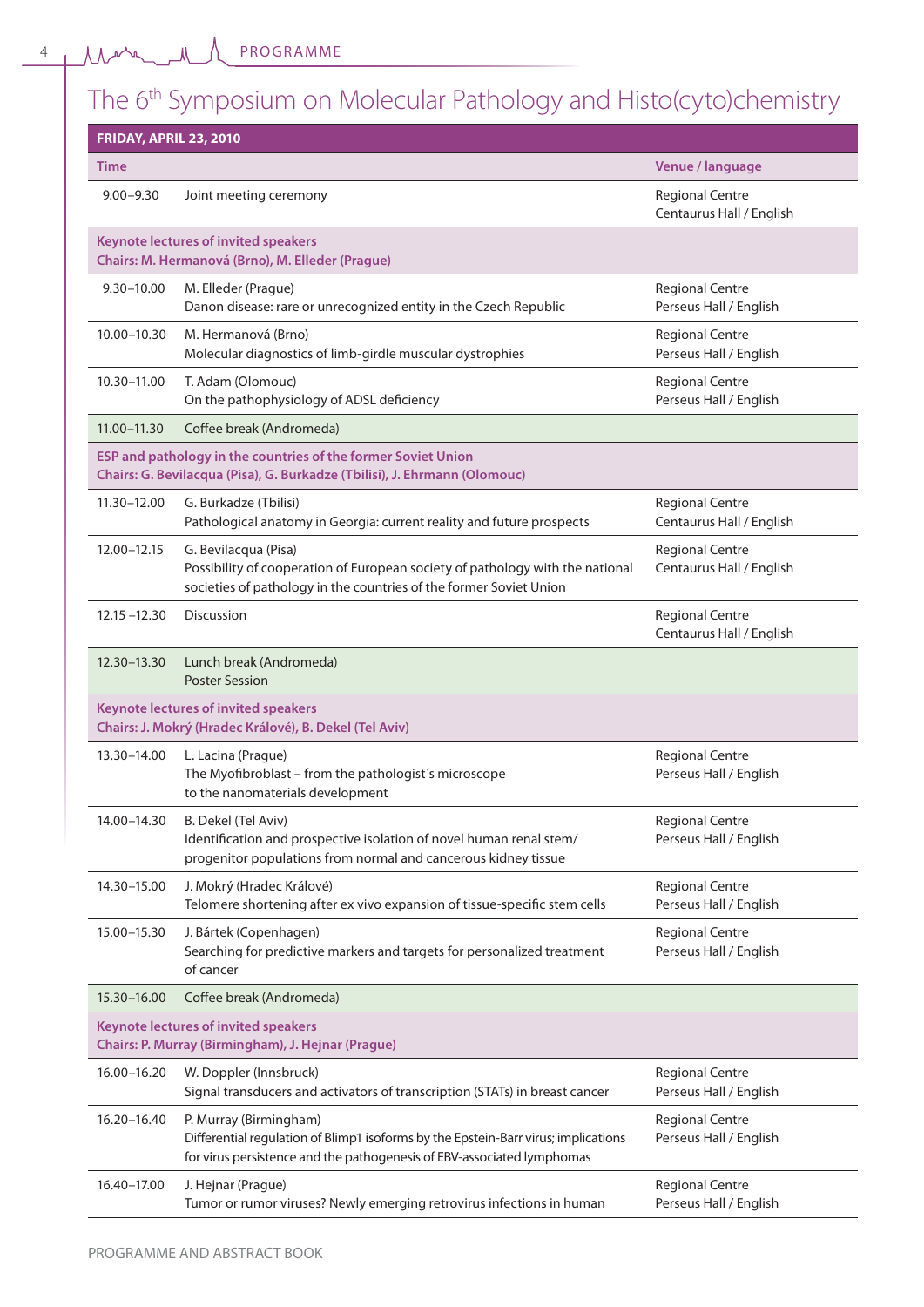# The 6th Symposium on Molecular Pathology and Histo(cyto)chemistry

| FRIDAY, APRIL 23, 2010 | | |
|---|---|---|
| **Time** | | **Venue / language** |
| 9.00–9.30 | Joint meeting ceremony | Regional Centre<br>Centaurus Hall / English |
| **Keynote lectures of invited speakers**<br>**Chairs: M. Hermanová (Brno), M. Elleder (Prague)** | | |
| 9.30–10.00 | M. Elleder (Prague)<br>Danon disease: rare or unrecognized entity in the Czech Republic | Regional Centre<br>Perseus Hall / English |
| 10.00–10.30 | M. Hermanová (Brno)<br>Molecular diagnostics of limb-girdle muscular dystrophies | Regional Centre<br>Perseus Hall / English |
| 10.30–11.00 | T. Adam (Olomouc)<br>On the pathophysiology of ADSL deficiency | Regional Centre<br>Perseus Hall / English |
| 11.00–11.30 | Coffee break (Andromeda) | |
| **ESP and pathology in the countries of the former Soviet Union**<br>**Chairs: G. Bevilacqua (Pisa), G. Burkadze (Tbilisi), J. Ehrmann (Olomouc)** | | |
| 11.30–12.00 | G. Burkadze (Tbilisi)<br>Pathological anatomy in Georgia: current reality and future prospects | Regional Centre<br>Centaurus Hall / English |
| 12.00–12.15 | G. Bevilacqua (Pisa)<br>Possibility of cooperation of European society of pathology with the national societies of pathology in the countries of the former Soviet Union | Regional Centre<br>Centaurus Hall / English |
| 12.15 –12.30 | Discussion | Regional Centre<br>Centaurus Hall / English |
| 12.30–13.30 | Lunch break (Andromeda)<br>Poster Session | |
| **Keynote lectures of invited speakers**<br>**Chairs: J. Mokrý (Hradec Králové), B. Dekel (Tel Aviv)** | | |
| 13.30–14.00 | L. Lacina (Prague)<br>The Myofibroblast – from the pathologist´s microscope to the nanomaterials development | Regional Centre<br>Perseus Hall / English |
| 14.00–14.30 | B. Dekel (Tel Aviv)<br>Identification and prospective isolation of novel human renal stem/progenitor populations from normal and cancerous kidney tissue | Regional Centre<br>Perseus Hall / English |
| 14.30–15.00 | J. Mokrý (Hradec Králové)<br>Telomere shortening after ex vivo expansion of tissue-specific stem cells | Regional Centre<br>Perseus Hall / English |
| 15.00–15.30 | J. Bártek (Copenhagen)<br>Searching for predictive markers and targets for personalized treatment of cancer | Regional Centre<br>Perseus Hall / English |
| 15.30–16.00 | Coffee break (Andromeda) | |
| **Keynote lectures of invited speakers**<br>**Chairs: P. Murray (Birmingham), J. Hejnar (Prague)** | | |
| 16.00–16.20 | W. Doppler (Innsbruck)<br>Signal transducers and activators of transcription (STATs) in breast cancer | Regional Centre<br>Perseus Hall / English |
| 16.20–16.40 | P. Murray (Birmingham)<br>Differential regulation of Blimp1 isoforms by the Epstein-Barr virus; implications for virus persistence and the pathogenesis of EBV-associated lymphomas | Regional Centre<br>Perseus Hall / English |
| 16.40–17.00 | J. Hejnar (Prague)<br>Tumor or rumor viruses? Newly emerging retrovirus infections in human | Regional Centre<br>Perseus Hall / English |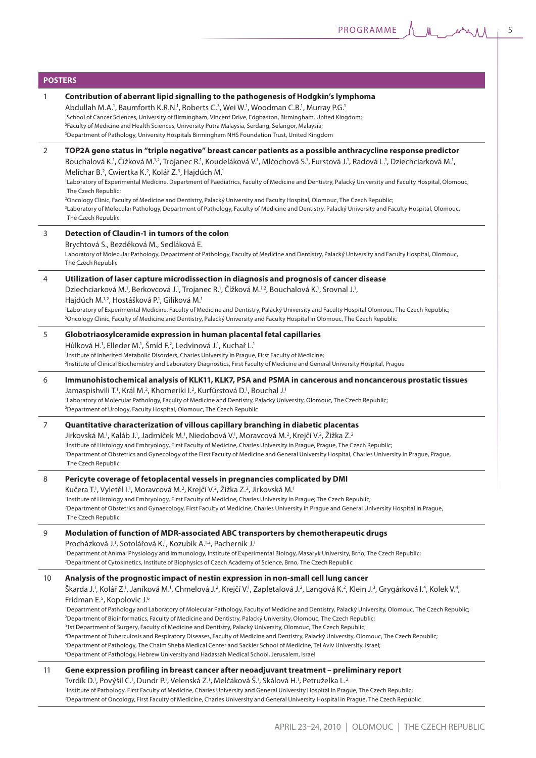## POSTERS

1 **Contribution of aberrant lipid signalling to the pathogenesis of Hodgkin's lymphoma**

Abdullah M.A.[1], Baumforth K.R.N.[1], Roberts C.[3], Wei W.[1], Woodman C.B.[1], Murray P.G.[1]

[1]School of Cancer Sciences, University of Birmingham, Vincent Drive, Edgbaston, Birmingham, United Kingdom;
[2]Faculty of Medicine and Health Sciences, University Putra Malaysia, Serdang, Selangor, Malaysia;
[3]Department of Pathology, University Hospitals Birmingham NHS Foundation Trust, United Kingdom

2 **TOP2A gene status in "triple negative" breast cancer patients as a possible anthracycline response predictor**

Bouchalová K.[1], Čížková M.[1,2], Trojanec R.[1], Koudeláková V.[1], Mlčochová S.[1], Furstová J.[1], Radová L.[1], Dziechciarková M.[1], Melichar B.[2], Cwiertka K.[2], Kolář Z.[3], Hajdúch M.[1]

[1]Laboratory of Experimental Medicine, Department of Paediatrics, Faculty of Medicine and Dentistry, Palacký University and Faculty Hospital, Olomouc, The Czech Republic;
[2]Oncology Clinic, Faculty of Medicine and Dentistry, Palacký University and Faculty Hospital, Olomouc, The Czech Republic;
[3]Laboratory of Molecular Pathology, Department of Pathology, Faculty of Medicine and Dentistry, Palacký University and Faculty Hospital, Olomouc, The Czech Republic

3 **Detection of Claudin-1 in tumors of the colon**

Brychtová S., Bezděková M., Sedláková E.

Laboratory of Molecular Pathology, Department of Pathology, Faculty of Medicine and Dentistry, Palacký University and Faculty Hospital, Olomouc, The Czech Republic

4 **Utilization of laser capture microdissection in diagnosis and prognosis of cancer disease**

Dziechciarková M.[1], Berkovcová J.[1], Trojanec R.[1], Čížková M.[1,2], Bouchalová K.[1], Srovnal J.[1], Hajdúch M.[1,2], Hostášková P.[1], Gilíková M.[1]

[1]Laboratory of Experimental Medicine, Faculty of Medicine and Dentistry, Palacký University and Faculty Hospital Olomouc, The Czech Republic;
[2]Oncology Clinic, Faculty of Medicine and Dentistry, Palacký University and Faculty Hospital in Olomouc, The Czech Republic

5 **Globotriaosylceramide expression in human placental fetal capillaries**

Hůlková H.[1], Elleder M.[1], Šmíd F.[2], Ledvinová J.[1], Kuchař L.[1]

[1]Institute of Inherited Metabolic Disorders, Charles University in Prague, First Faculty of Medicine;
[2]Institute of Clinical Biochemistry and Laboratory Diagnostics, First Faculty of Medicine and General University Hospital, Prague

6 **Immunohistochemical analysis of KLK11, KLK7, PSA and PSMA in cancerous and noncancerous prostatic tissues**

Jamaspishvili T.[1], Král M.[2], Khomeriki I.[2], Kurfűrstová D.[1], Bouchal J.[1]

[1]Laboratory of Molecular Pathology, Faculty of Medicine and Dentistry, Palacký University, Olomouc, The Czech Republic;
[2]Department of Urology, Faculty Hospital, Olomouc, The Czech Republic

7 **Quantitative characterization of villous capillary branching in diabetic placentas**

Jirkovská M.[1], Kaláb J.[1], Jadrníček M.[1], Niedobová V.[1], Moravcová M.[2], Krejčí V.[2], Žižka Z.[2]

[1]Institute of Histology and Embryology, First Faculty of Medicine, Charles University in Prague, Prague, The Czech Republic;
[2]Department of Obstetrics and Gynecology of the First Faculty of Medicine and General University Hospital, Charles University in Prague, Prague, The Czech Republic

8 **Pericyte coverage of fetoplacental vessels in pregnancies complicated by DMI**

Kučera T.[1], Vyletěl I.[1], Moravcová M.[2], Krejčí V.[2], Žižka Z.[2], Jirkovská M.[1]

[1]Institute of Histology and Embryology, First Faculty of Medicine, Charles University in Prague; The Czech Republic;
[2]Department of Obstetrics and Gynaecology, First Faculty of Medicine, Charles University in Prague and General University Hospital in Prague, The Czech Republic

9 **Modulation of function of MDR-associated ABC transporters by chemotherapeutic drugs**

Procházková J.[1], Sotolářová K.[1], Kozubík A.[1,2], Pachernik J.[1]

[1]Department of Animal Physiology and Immunology, Institute of Experimental Biology, Masaryk University, Brno, The Czech Republic;
[2]Department of Cytokinetics, Institute of Biophysics of Czech Academy of Science, Brno, The Czech Republic

10 **Analysis of the prognostic impact of nestin expression in non-small cell lung cancer**

Škarda J.[1], Kolář Z.[1], Janíková M.[1], Chmelová J.[2], Krejčí V.[1], Zapletalová J.[2], Langová K.[2], Klein J.[3], Grygárková I.[4], Kolek V.[4], Fridman E.[5], Kopolovic J.[6]

[1]Department of Pathology and Laboratory of Molecular Pathology, Faculty of Medicine and Dentistry, Palacký University, Olomouc, The Czech Republic;
[2]Department of Bioinformatics, Faculty of Medicine and Dentistry, Palacký University, Olomouc, The Czech Republic;
[3]1st Department of Surgery, Faculty of Medicine and Dentistry, Palacký University, Olomouc, The Czech Republic;
[4]Department of Tuberculosis and Respiratory Diseases, Faculty of Medicine and Dentistry, Palacký University, Olomouc, The Czech Republic;
[5]Department of Pathology, The Chaim Sheba Medical Center and Sackler School of Medicine, Tel Aviv University, Israel;
[6]Department of Pathology, Hebrew University and Hadassah Medical School, Jerusalem, Israel

11 **Gene expression profiling in breast cancer after neoadjuvant treatment – preliminary report**

Tvrdík D.[1], Povýšil C.[1], Dundr P.[1], Velenská Z.[1], Melčáková Š.[1], Skálová H.[1], Petruželka L.[2]

[1]Institute of Pathology, First Faculty of Medicine, Charles University and General University Hospital in Prague, The Czech Republic;
[2]Department of Oncology, First Faculty of Medicine, Charles University and General University Hospital in Prague, The Czech Republic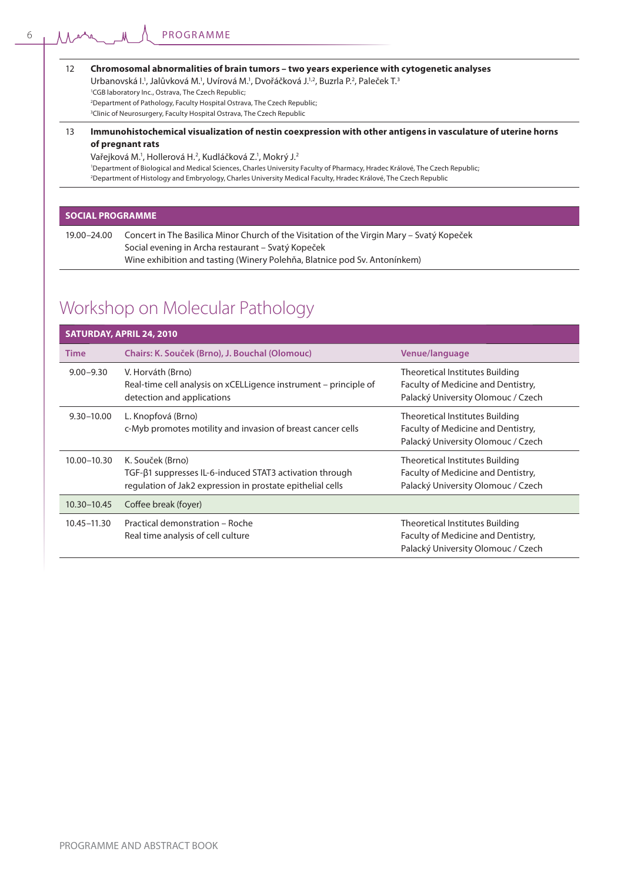12 **Chromosomal abnormalities of brain tumors – two years experience with cytogenetic analyses**
Urbanovská I.[1], Jalůvková M.[1], Uvírová M.[1], Dvořáčková J.[1,2], Buzrla P.[2], Paleček T.[3]
[1]CGB laboratory Inc., Ostrava, The Czech Republic;
[2]Department of Pathology, Faculty Hospital Ostrava, The Czech Republic;
[3]Clinic of Neurosurgery, Faculty Hospital Ostrava, The Czech Republic

13 **Immunohistochemical visualization of nestin coexpression with other antigens in vasculature of uterine horns of pregnant rats**
Vařejková M.[1], Hollerová H.[2], Kudláčková Z.[1], Mokrý J.[2]
[1]Department of Biological and Medical Sciences, Charles University Faculty of Pharmacy, Hradec Králové, The Czech Republic;
[2]Department of Histology and Embryology, Charles University Medical Faculty, Hradec Králové, The Czech Republic

## SOCIAL PROGRAMME

19.00–24.00 Concert in The Basilica Minor Church of the Visitation of the Virgin Mary – Svatý Kopeček
Social evening in Archa restaurant – Svatý Kopeček
Wine exhibition and tasting (Winery Polehňa, Blatnice pod Sv. Antonínkem)

# Workshop on Molecular Pathology

**SATURDAY, APRIL 24, 2010**

| Time | Chairs: K. Souček (Brno), J. Bouchal (Olomouc) | Venue/language |
|---|---|---|
| 9.00–9.30 | V. Horváth (Brno)<br>Real-time cell analysis on xCELLigence instrument – principle of detection and applications | Theoretical Institutes Building<br>Faculty of Medicine and Dentistry,<br>Palacký University Olomouc / Czech |
| 9.30–10.00 | L. Knopfová (Brno)<br>c-Myb promotes motility and invasion of breast cancer cells | Theoretical Institutes Building<br>Faculty of Medicine and Dentistry,<br>Palacký University Olomouc / Czech |
| 10.00–10.30 | K. Souček (Brno)<br>TGF-β1 suppresses IL-6-induced STAT3 activation through regulation of Jak2 expression in prostate epithelial cells | Theoretical Institutes Building<br>Faculty of Medicine and Dentistry,<br>Palacký University Olomouc / Czech |
| 10.30–10.45 | Coffee break (foyer) | |
| 10.45–11.30 | Practical demonstration – Roche<br>Real time analysis of cell culture | Theoretical Institutes Building<br>Faculty of Medicine and Dentistry,<br>Palacký University Olomouc / Czech |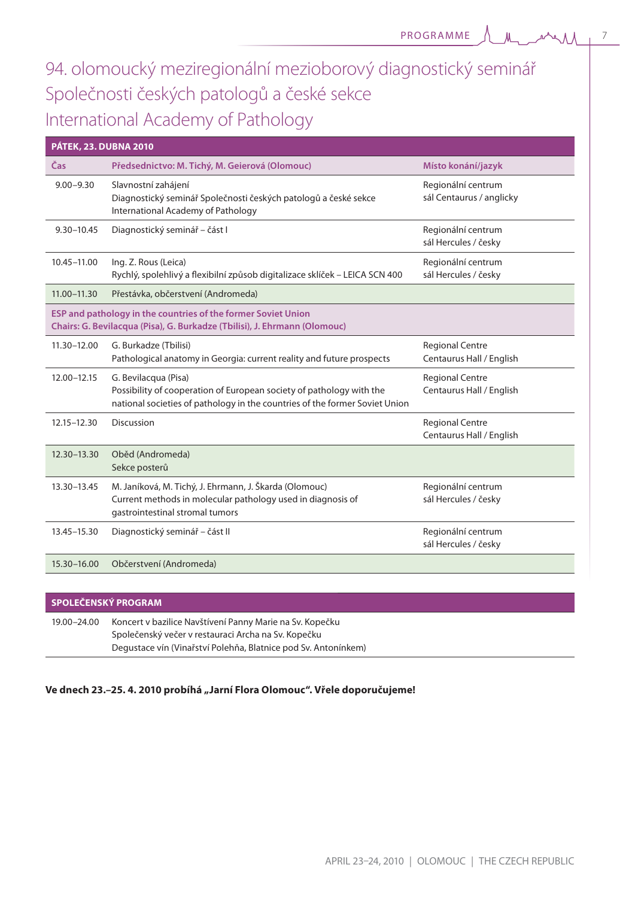# 94. olomoucký meziregionální mezioborový diagnostický seminář Společnosti českých patologů a české sekce International Academy of Pathology

| PÁTEK, 23. DUBNA 2010 | | |
|---|---|---|
| **Čas** | **Předsednictvo: M. Tichý, M. Geierová (Olomouc)** | **Místo konání/jazyk** |
| 9.00–9.30 | Slavnostní zahájení<br>Diagnostický seminář Společnosti českých patologů a české sekce International Academy of Pathology | Regionální centrum<br>sál Centaurus / anglicky |
| 9.30–10.45 | Diagnostický seminář – část I | Regionální centrum<br>sál Hercules / česky |
| 10.45–11.00 | Ing. Z. Rous (Leica)<br>Rychlý, spolehlivý a flexibilní způsob digitalizace sklíček – LEICA SCN 400 | Regionální centrum<br>sál Hercules / česky |
| 11.00–11.30 | Přestávka, občerstvení (Andromeda) | |
| **ESP and pathology in the countries of the former Soviet Union**<br>**Chairs: G. Bevilacqua (Pisa), G. Burkadze (Tbilisi), J. Ehrmann (Olomouc)** | | |
| 11.30–12.00 | G. Burkadze (Tbilisi)<br>Pathological anatomy in Georgia: current reality and future prospects | Regional Centre<br>Centaurus Hall / English |
| 12.00–12.15 | G. Bevilacqua (Pisa)<br>Possibility of cooperation of European society of pathology with the national societies of pathology in the countries of the former Soviet Union | Regional Centre<br>Centaurus Hall / English |
| 12.15–12.30 | Discussion | Regional Centre<br>Centaurus Hall / English |
| 12.30–13.30 | Oběd (Andromeda)<br>Sekce posterů | |
| 13.30–13.45 | M. Janíková, M. Tichý, J. Ehrmann, J. Škarda (Olomouc)<br>Current methods in molecular pathology used in diagnosis of gastrointestinal stromal tumors | Regionální centrum<br>sál Hercules / česky |
| 13.45–15.30 | Diagnostický seminář – část II | Regionální centrum<br>sál Hercules / česky |
| 15.30–16.00 | Občerstvení (Andromeda) | |

| SPOLEČENSKÝ PROGRAM | |
|---|---|
| 19.00–24.00 | Koncert v bazilice Navštívení Panny Marie na Sv. Kopečku<br>Společenský večer v restauraci Archa na Sv. Kopečku<br>Degustace vín (Vinařství Polehňa, Blatnice pod Sv. Antonínkem) |

**Ve dnech 23.–25. 4. 2010 probíhá „Jarní Flora Olomouc". Vřele doporučujeme!**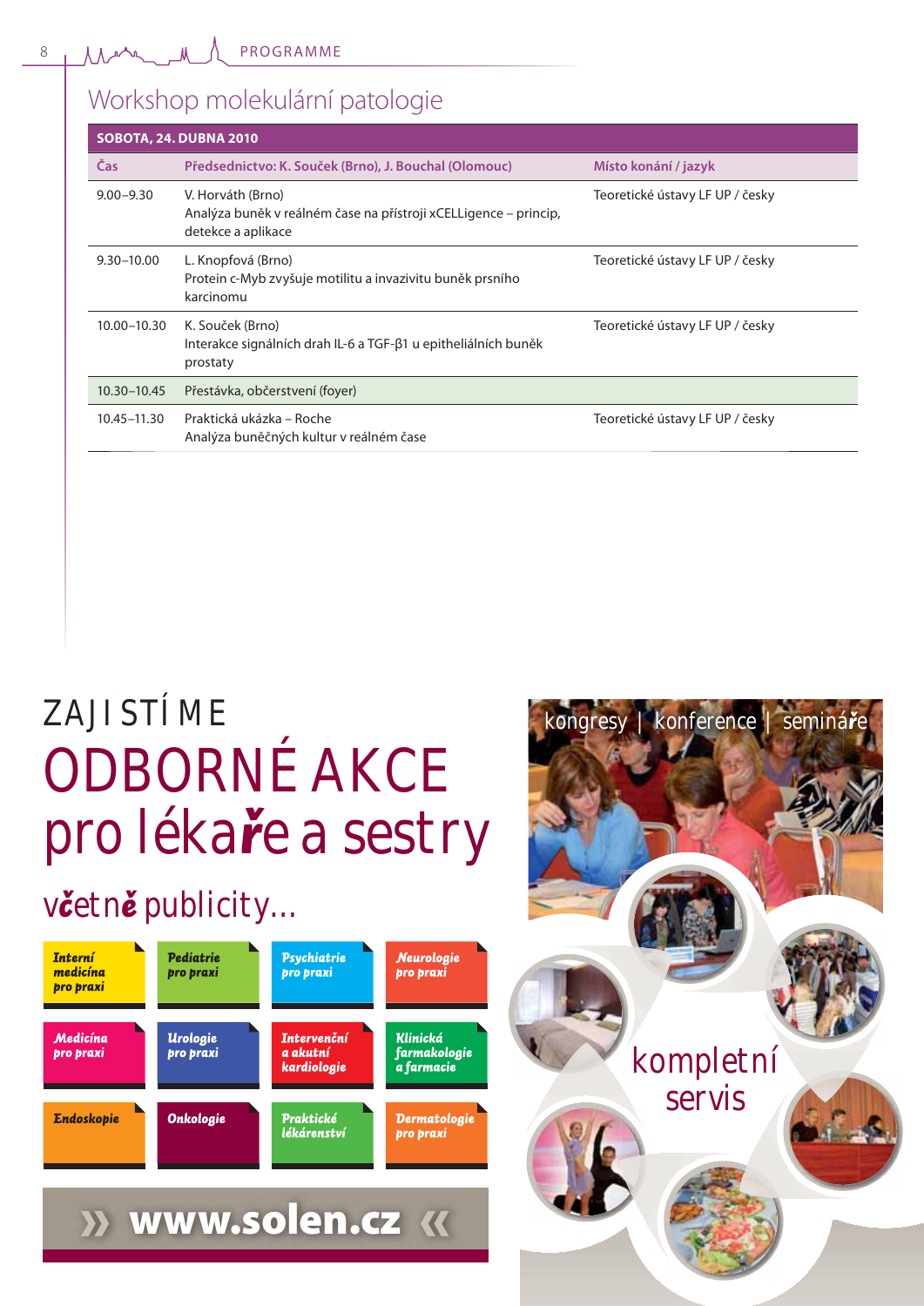# Workshop molekulární patologie

| SOBOTA, 24. DUBNA 2010 | | |
|---|---|---|
| **Čas** | **Předsednictvo: K. Souček (Brno), J. Bouchal (Olomouc)** | **Místo konání / jazyk** |
| 9.00–9.30 | V. Horváth (Brno)<br>Analýza buněk v reálném čase na přístroji xCELLigence – princip, detekce a aplikace | Teoretické ústavy LF UP / česky |
| 9.30–10.00 | L. Knopfová (Brno)<br>Protein c-Myb zvyšuje motilitu a invazivitu buněk prsního karcinomu | Teoretické ústavy LF UP / česky |
| 10.00–10.30 | K. Souček (Brno)<br>Interakce signálních drah IL-6 a TGF-β1 u epitheliálních buněk prostaty | Teoretické ústavy LF UP / česky |
| 10.30–10.45 | Přestávka, občerstvení (foyer) | |
| 10.45–11.30 | Praktická ukázka – Roche<br>Analýza buněčných kultur v reálném čase | Teoretické ústavy LF UP / česky |

ZAJISTÍME

ODBORNÉ AKCE pro lékaře a sestry

včetně publicity...

Interní medicína pro praxi | Pediatrie pro praxi | Psychiatrie pro praxi | Neurologie pro praxi | Medicína pro praxi | Urologie pro praxi | Intervenční a akutní kardiologie | Klinická farmakologie a farmacie | Endoskopie | Onkologie | Praktické lékárenství | Dermatologie pro praxi

» www.solen.cz «

kongresy | konference | semináře

kompletní servis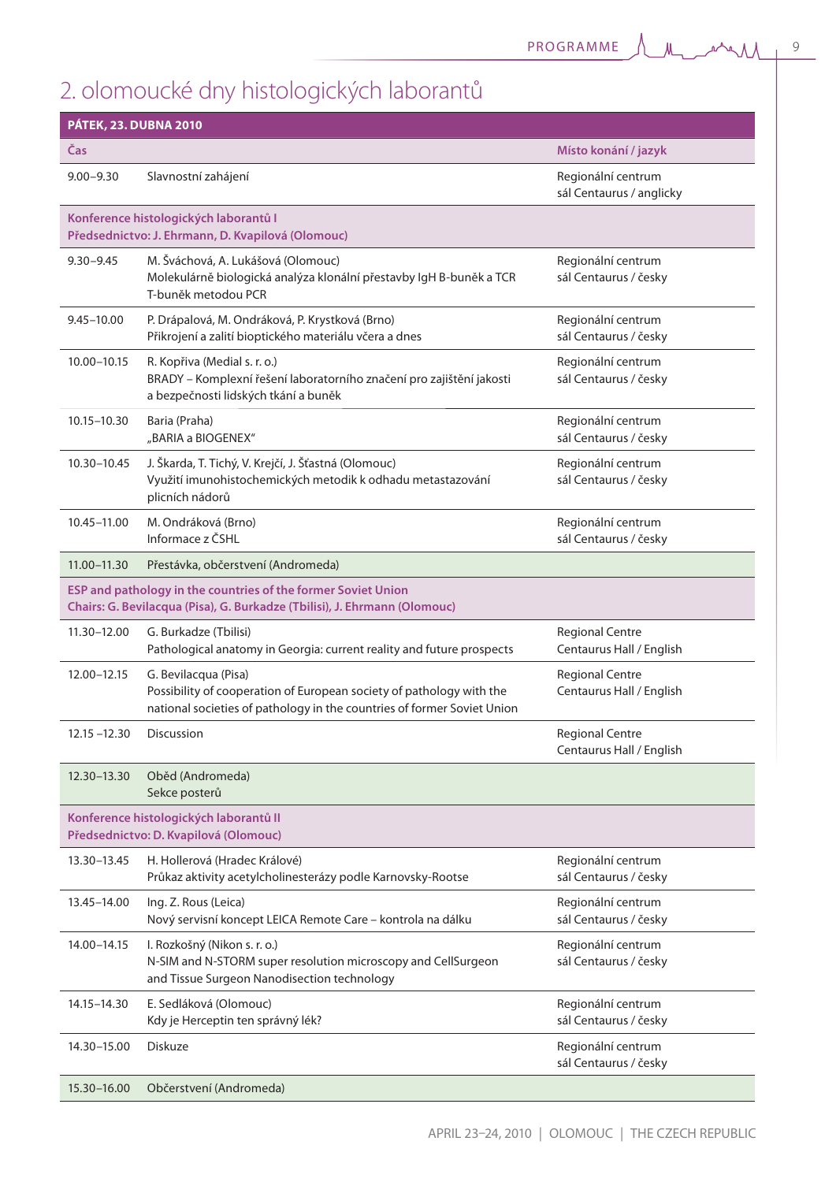# 2. olomoucké dny histologických laborantů

| PÁTEK, 23. DUBNA 2010 | | |
|---|---|---|
| **Čas** | | **Místo konání / jazyk** |
| 9.00–9.30 | Slavnostní zahájení | Regionální centrum<br>sál Centaurus / anglicky |
| **Konference histologických laborantů I**<br>**Předsednictvo: J. Ehrmann, D. Kvapilová (Olomouc)** | | |
| 9.30–9.45 | M. Šváchová, A. Lukášová (Olomouc)<br>Molekulárně biologická analýza klonální přestavby IgH B-buněk a TCR T-buněk metodou PCR | Regionální centrum<br>sál Centaurus / česky |
| 9.45–10.00 | P. Drápalová, M. Ondráková, P. Krystková (Brno)<br>Přikrojení a zalití bioptického materiálu včera a dnes | Regionální centrum<br>sál Centaurus / česky |
| 10.00–10.15 | R. Kopřiva (Medial s. r. o.)<br>BRADY – Komplexní řešení laboratorního značení pro zajištění jakosti a bezpečnosti lidských tkání a buněk | Regionální centrum<br>sál Centaurus / česky |
| 10.15–10.30 | Baria (Praha)<br>„BARIA a BIOGENEX" | Regionální centrum<br>sál Centaurus / česky |
| 10.30–10.45 | J. Škarda, T. Tichý, V. Krejčí, J. Šťastná (Olomouc)<br>Využití imunohistochemických metodik k odhadu metastazování plicních nádorů | Regionální centrum<br>sál Centaurus / česky |
| 10.45–11.00 | M. Ondráková (Brno)<br>Informace z ČSHL | Regionální centrum<br>sál Centaurus / česky |
| 11.00–11.30 | Přestávka, občerstvení (Andromeda) | |
| **ESP and pathology in the countries of the former Soviet Union**<br>**Chairs: G. Bevilacqua (Pisa), G. Burkadze (Tbilisi), J. Ehrmann (Olomouc)** | | |
| 11.30–12.00 | G. Burkadze (Tbilisi)<br>Pathological anatomy in Georgia: current reality and future prospects | Regional Centre<br>Centaurus Hall / English |
| 12.00–12.15 | G. Bevilacqua (Pisa)<br>Possibility of cooperation of European society of pathology with the national societies of pathology in the countries of former Soviet Union | Regional Centre<br>Centaurus Hall / English |
| 12.15 –12.30 | Discussion | Regional Centre<br>Centaurus Hall / English |
| 12.30–13.30 | Oběd (Andromeda)<br>Sekce posterů | |
| **Konference histologických laborantů II**<br>**Předsednictvo: D. Kvapilová (Olomouc)** | | |
| 13.30–13.45 | H. Hollerová (Hradec Králové)<br>Průkaz aktivity acetylcholinesterázy podle Karnovsky-Rootse | Regionální centrum<br>sál Centaurus / česky |
| 13.45–14.00 | Ing. Z. Rous (Leica)<br>Nový servisní koncept LEICA Remote Care – kontrola na dálku | Regionální centrum<br>sál Centaurus / česky |
| 14.00–14.15 | I. Rozkošný (Nikon s. r. o.)<br>N-SIM and N-STORM super resolution microscopy and CellSurgeon and Tissue Surgeon Nanodisection technology | Regionální centrum<br>sál Centaurus / česky |
| 14.15–14.30 | E. Sedláková (Olomouc)<br>Kdy je Herceptin ten správný lék? | Regionální centrum<br>sál Centaurus / česky |
| 14.30–15.00 | Diskuze | Regionální centrum<br>sál Centaurus / česky |
| 15.30–16.00 | Občerstvení (Andromeda) | |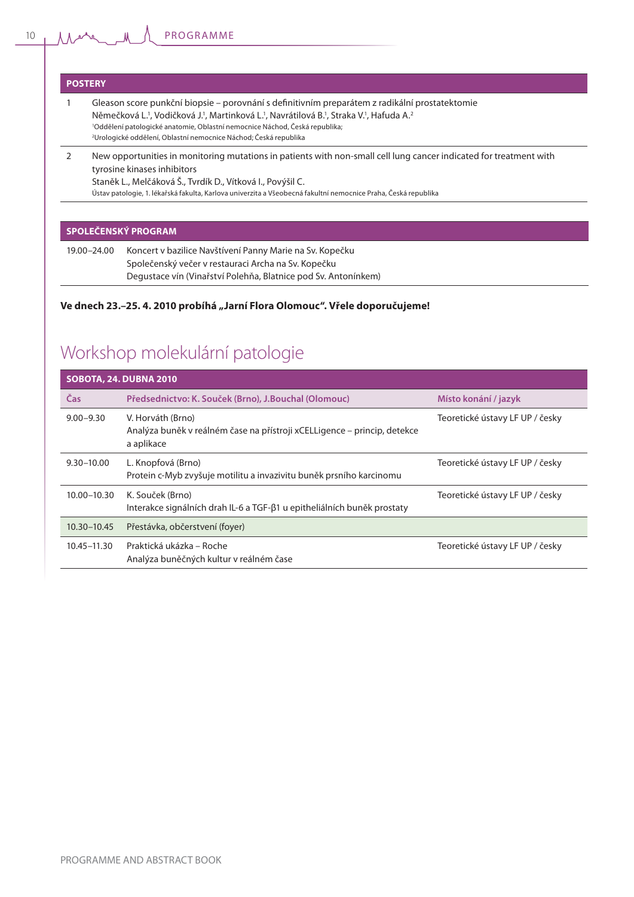## POSTERY

1. Gleason score punkční biopsie – porovnání s definitivním preparátem z radikální prostatektomie
   Němečková L.[1], Vodičková J.[1], Martinková L.[1], Navrátilová B.[1], Straka V.[1], Hafuda A.[2]
   [1]Oddělení patologické anatomie, Oblastní nemocnice Náchod, Česká republika;
   [2]Urologické oddělení, Oblastní nemocnice Náchod; Česká republika

2. New opportunities in monitoring mutations in patients with non-small cell lung cancer indicated for treatment with tyrosine kinases inhibitors
   Staněk L., Melčáková Š., Tvrdík D., Vítková I., Povýšil C.
   Ústav patologie, 1. lékařská fakulta, Karlova univerzita a Všeobecná fakultní nemocnice Praha, Česká republika

## SPOLEČENSKÝ PROGRAM

| | |
|---|---|
| 19.00–24.00 | Koncert v bazilice Navštívení Panny Marie na Sv. Kopečku<br>Společenský večer v restauraci Archa na Sv. Kopečku<br>Degustace vín (Vinařství Polehňa, Blatnice pod Sv. Antonínkem) |

**Ve dnech 23.–25. 4. 2010 probíhá „Jarní Flora Olomouc". Vřele doporučujeme!**

# Workshop molekulární patologie

**SOBOTA, 24. DUBNA 2010**

| Čas | Předsednictvo: K. Souček (Brno), J.Bouchal (Olomouc) | Místo konání / jazyk |
|---|---|---|
| 9.00–9.30 | V. Horváth (Brno)<br>Analýza buněk v reálném čase na přístroji xCELLigence – princip, detekce a aplikace | Teoretické ústavy LF UP / česky |
| 9.30–10.00 | L. Knopfová (Brno)<br>Protein c-Myb zvyšuje motilitu a invazivitu buněk prsního karcinomu | Teoretické ústavy LF UP / česky |
| 10.00–10.30 | K. Souček (Brno)<br>Interakce signálních drah IL-6 a TGF-β1 u epitheliálních buněk prostaty | Teoretické ústavy LF UP / česky |
| 10.30–10.45 | Přestávka, občerstvení (foyer) | |
| 10.45–11.30 | Praktická ukázka – Roche<br>Analýza buněčných kultur v reálném čase | Teoretické ústavy LF UP / česky |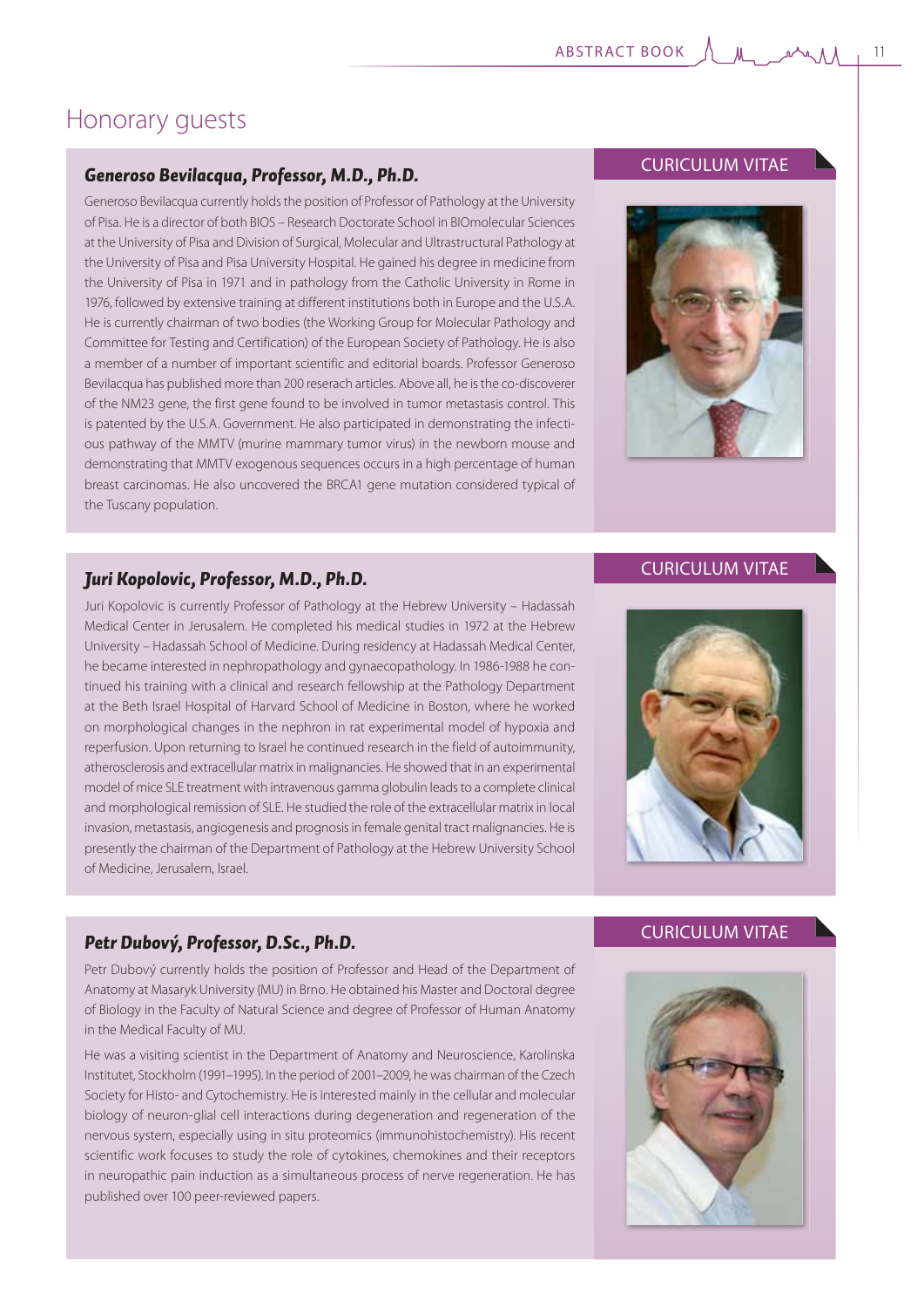# Honorary guests

### *Generoso Bevilacqua, Professor, M.D., Ph.D.*

CURICULUM VITAE

Generoso Bevilacqua currently holds the position of Professor of Pathology at the University of Pisa. He is a director of both BIOS – Research Doctorate School in BIOmolecular Sciences at the University of Pisa and Division of Surgical, Molecular and Ultrastructural Pathology at the University of Pisa and Pisa University Hospital. He gained his degree in medicine from the University of Pisa in 1971 and in pathology from the Catholic University in Rome in 1976, followed by extensive training at different institutions both in Europe and the U.S.A. He is currently chairman of two bodies (the Working Group for Molecular Pathology and Committee for Testing and Certification) of the European Society of Pathology. He is also a member of a number of important scientific and editorial boards. Professor Generoso Bevilacqua has published more than 200 reserach articles. Above all, he is the co-discoverer of the NM23 gene, the first gene found to be involved in tumor metastasis control. This is patented by the U.S.A. Government. He also participated in demonstrating the infectious pathway of the MMTV (murine mammary tumor virus) in the newborn mouse and demonstrating that MMTV exogenous sequences occurs in a high percentage of human breast carcinomas. He also uncovered the BRCA1 gene mutation considered typical of the Tuscany population.

### *Juri Kopolovic, Professor, M.D., Ph.D.*

CURICULUM VITAE

Juri Kopolovic is currently Professor of Pathology at the Hebrew University – Hadassah Medical Center in Jerusalem. He completed his medical studies in 1972 at the Hebrew University – Hadassah School of Medicine. During residency at Hadassah Medical Center, he became interested in nephropathology and gynaecopathology. In 1986-1988 he continued his training with a clinical and research fellowship at the Pathology Department at the Beth Israel Hospital of Harvard School of Medicine in Boston, where he worked on morphological changes in the nephron in rat experimental model of hypoxia and reperfusion. Upon returning to Israel he continued research in the field of autoimmunity, atherosclerosis and extracellular matrix in malignancies. He showed that in an experimental model of mice SLE treatment with intravenous gamma globulin leads to a complete clinical and morphological remission of SLE. He studied the role of the extracellular matrix in local invasion, metastasis, angiogenesis and prognosis in female genital tract malignancies. He is presently the chairman of the Department of Pathology at the Hebrew University School of Medicine, Jerusalem, Israel.

### *Petr Dubový, Professor, D.Sc., Ph.D.*

CURICULUM VITAE

Petr Dubový currently holds the position of Professor and Head of the Department of Anatomy at Masaryk University (MU) in Brno. He obtained his Master and Doctoral degree of Biology in the Faculty of Natural Science and degree of Professor of Human Anatomy in the Medical Faculty of MU.

He was a visiting scientist in the Department of Anatomy and Neuroscience, Karolinska Institutet, Stockholm (1991–1995). In the period of 2001–2009, he was chairman of the Czech Society for Histo- and Cytochemistry. He is interested mainly in the cellular and molecular biology of neuron-glial cell interactions during degeneration and regeneration of the nervous system, especially using in situ proteomics (immunohistochemistry). His recent scientific work focuses to study the role of cytokines, chemokines and their receptors in neuropathic pain induction as a simultaneous process of nerve regeneration. He has published over 100 peer-reviewed papers.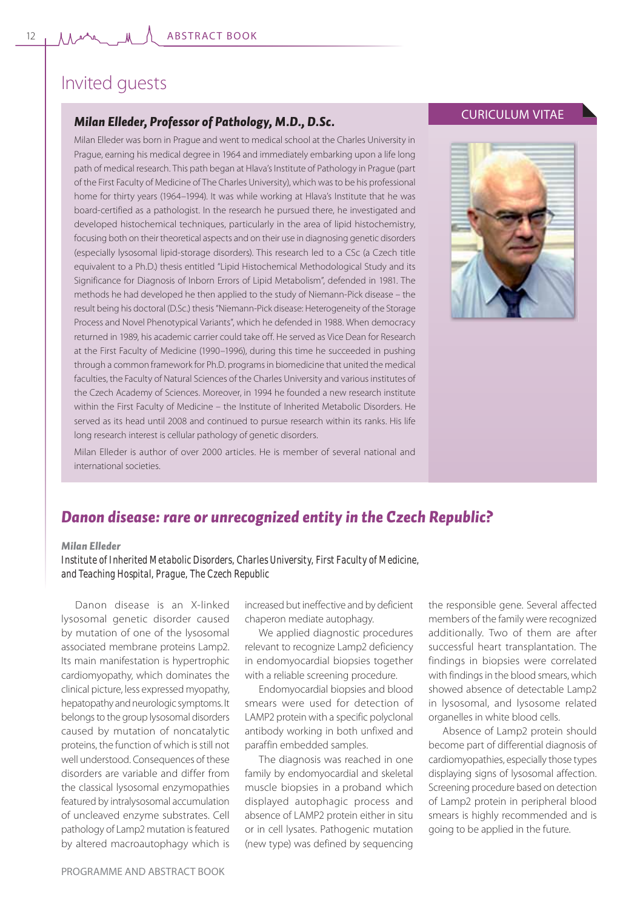# Invited guests

## Milan Elleder, Professor of Pathology, M.D., D.Sc.

CURICULUM VITAE

Milan Elleder was born in Prague and went to medical school at the Charles University in Prague, earning his medical degree in 1964 and immediately embarking upon a life long path of medical research. This path began at Hlava's Institute of Pathology in Prague (part of the First Faculty of Medicine of The Charles University), which was to be his professional home for thirty years (1964–1994). It was while working at Hlava's Institute that he was board-certified as a pathologist. In the research he pursued there, he investigated and developed histochemical techniques, particularly in the area of lipid histochemistry, focusing both on their theoretical aspects and on their use in diagnosing genetic disorders (especially lysosomal lipid-storage disorders). This research led to a CSc (a Czech title equivalent to a Ph.D.) thesis entitled "Lipid Histochemical Methodological Study and its Significance for Diagnosis of Inborn Errors of Lipid Metabolism", defended in 1981. The methods he had developed he then applied to the study of Niemann-Pick disease – the result being his doctoral (D.Sc.) thesis "Niemann-Pick disease: Heterogeneity of the Storage Process and Novel Phenotypical Variants", which he defended in 1988. When democracy returned in 1989, his academic carrier could take off. He served as Vice Dean for Research at the First Faculty of Medicine (1990–1996), during this time he succeeded in pushing through a common framework for Ph.D. programs in biomedicine that united the medical faculties, the Faculty of Natural Sciences of the Charles University and various institutes of the Czech Academy of Sciences. Moreover, in 1994 he founded a new research institute within the First Faculty of Medicine – the Institute of Inherited Metabolic Disorders. He served as its head until 2008 and continued to pursue research within its ranks. His life long research interest is cellular pathology of genetic disorders.

Milan Elleder is author of over 2000 articles. He is member of several national and international societies.

## *Danon disease: rare or unrecognized entity in the Czech Republic?*

***Milan Elleder***

*Institute of Inherited Metabolic Disorders, Charles University, First Faculty of Medicine, and Teaching Hospital, Prague, The Czech Republic*

Danon disease is an X-linked lysosomal genetic disorder caused by mutation of one of the lysosomal associated membrane proteins Lamp2. Its main manifestation is hypertrophic cardiomyopathy, which dominates the clinical picture, less expressed myopathy, hepatopathy and neurologic symptoms. It belongs to the group lysosomal disorders caused by mutation of noncatalytic proteins, the function of which is still not well understood. Consequences of these disorders are variable and differ from the classical lysosomal enzymopathies featured by intralysosomal accumulation of uncleaved enzyme substrates. Cell pathology of Lamp2 mutation is featured by altered macroautophagy which is increased but ineffective and by deficient chaperon mediate autophagy.

We applied diagnostic procedures relevant to recognize Lamp2 deficiency in endomyocardial biopsies together with a reliable screening procedure.

Endomyocardial biopsies and blood smears were used for detection of LAMP2 protein with a specific polyclonal antibody working in both unfixed and paraffin embedded samples.

The diagnosis was reached in one family by endomyocardial and skeletal muscle biopsies in a proband which displayed autophagic process and absence of LAMP2 protein either in situ or in cell lysates. Pathogenic mutation (new type) was defined by sequencing the responsible gene. Several affected members of the family were recognized additionally. Two of them are after successful heart transplantation. The findings in biopsies were correlated with findings in the blood smears, which showed absence of detectable Lamp2 in lysosomal, and lysosome related organelles in white blood cells.

Absence of Lamp2 protein should become part of differential diagnosis of cardiomyopathies, especially those types displaying signs of lysosomal affection. Screening procedure based on detection of Lamp2 protein in peripheral blood smears is highly recommended and is going to be applied in the future.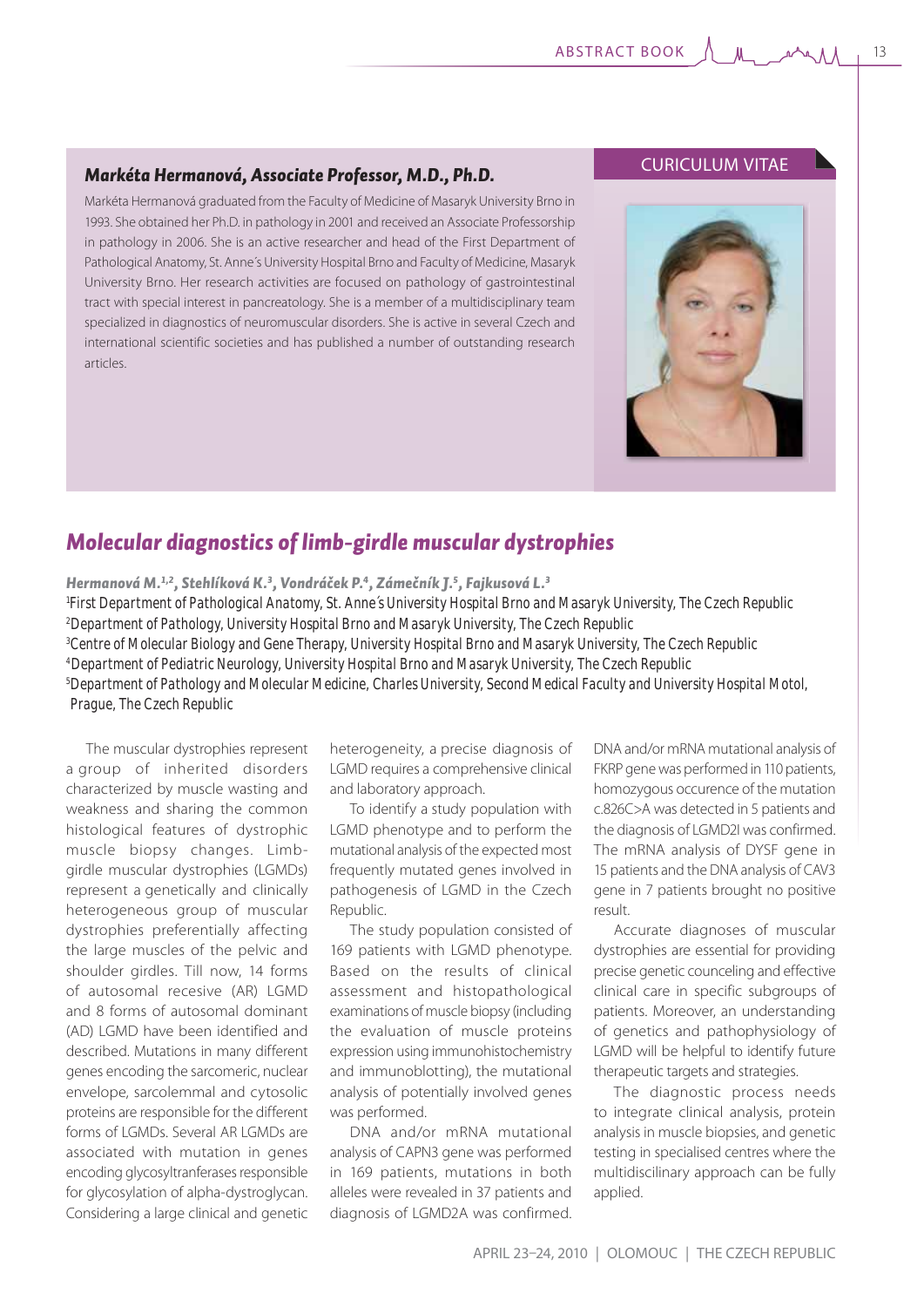CURICULUM VITAE

### Markéta Hermanová, Associate Professor, M.D., Ph.D.

Markéta Hermanová graduated from the Faculty of Medicine of Masaryk University Brno in 1993. She obtained her Ph.D. in pathology in 2001 and received an Associate Professorship in pathology in 2006. She is an active researcher and head of the First Department of Pathological Anatomy, St. Anne´s University Hospital Brno and Faculty of Medicine, Masaryk University Brno. Her research activities are focused on pathology of gastrointestinal tract with special interest in pancreatology. She is a member of a multidisciplinary team specialized in diagnostics of neuromuscular disorders. She is active in several Czech and international scientific societies and has published a number of outstanding research articles.

## Molecular diagnostics of limb-girdle muscular dystrophies

**Hermanová M.[1,2], Stehlíková K.[3], Vondráček P.[4], Zámečník J.[5], Fajkusová L.[3]**

[1]First Department of Pathological Anatomy, St. Anne´s University Hospital Brno and Masaryk University, The Czech Republic
[2]Department of Pathology, University Hospital Brno and Masaryk University, The Czech Republic
[3]Centre of Molecular Biology and Gene Therapy, University Hospital Brno and Masaryk University, The Czech Republic
[4]Department of Pediatric Neurology, University Hospital Brno and Masaryk University, The Czech Republic
[5]Department of Pathology and Molecular Medicine, Charles University, Second Medical Faculty and University Hospital Motol, Prague, The Czech Republic

The muscular dystrophies represent a group of inherited disorders characterized by muscle wasting and weakness and sharing the common histological features of dystrophic muscle biopsy changes. Limb-girdle muscular dystrophies (LGMDs) represent a genetically and clinically heterogeneous group of muscular dystrophies preferentially affecting the large muscles of the pelvic and shoulder girdles. Till now, 14 forms of autosomal recesive (AR) LGMD and 8 forms of autosomal dominant (AD) LGMD have been identified and described. Mutations in many different genes encoding the sarcomeric, nuclear envelope, sarcolemmal and cytosolic proteins are responsible for the different forms of LGMDs. Several AR LGMDs are associated with mutation in genes encoding glycosyltranferases responsible for glycosylation of alpha-dystroglycan. Considering a large clinical and genetic heterogeneity, a precise diagnosis of LGMD requires a comprehensive clinical and laboratory approach.

To identify a study population with LGMD phenotype and to perform the mutational analysis of the expected most frequently mutated genes involved in pathogenesis of LGMD in the Czech Republic.

The study population consisted of 169 patients with LGMD phenotype. Based on the results of clinical assessment and histopathological examinations of muscle biopsy (including the evaluation of muscle proteins expression using immunohistochemistry and immunoblotting), the mutational analysis of potentially involved genes was performed.

DNA and/or mRNA mutational analysis of CAPN3 gene was performed in 169 patients, mutations in both alleles were revealed in 37 patients and diagnosis of LGMD2A was confirmed. DNA and/or mRNA mutational analysis of FKRP gene was performed in 110 patients, homozygous occurence of the mutation c.826C>A was detected in 5 patients and the diagnosis of LGMD2I was confirmed. The mRNA analysis of DYSF gene in 15 patients and the DNA analysis of CAV3 gene in 7 patients brought no positive result.

Accurate diagnoses of muscular dystrophies are essential for providing precise genetic counceling and effective clinical care in specific subgroups of patients. Moreover, an understanding of genetics and pathophysiology of LGMD will be helpful to identify future therapeutic targets and strategies.

The diagnostic process needs to integrate clinical analysis, protein analysis in muscle biopsies, and genetic testing in specialised centres where the multidiscilinary approach can be fully applied.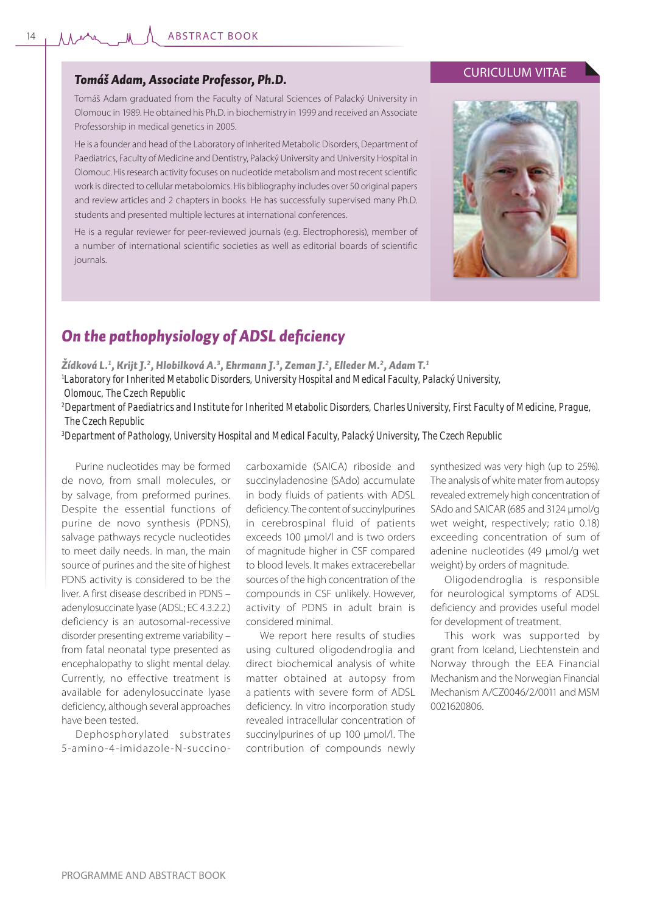CURICULUM VITAE

### *Tomáš Adam, Associate Professor, Ph.D.*

Tomáš Adam graduated from the Faculty of Natural Sciences of Palacký University in Olomouc in 1989. He obtained his Ph.D. in biochemistry in 1999 and received an Associate Professorship in medical genetics in 2005.

He is a founder and head of the Laboratory of Inherited Metabolic Disorders, Department of Paediatrics, Faculty of Medicine and Dentistry, Palacký University and University Hospital in Olomouc. His research activity focuses on nucleotide metabolism and most recent scientific work is directed to cellular metabolomics. His bibliography includes over 50 original papers and review articles and 2 chapters in books. He has successfully supervised many Ph.D. students and presented multiple lectures at international conferences.

He is a regular reviewer for peer-reviewed journals (e.g. Electrophoresis), member of a number of international scientific societies as well as editorial boards of scientific journals.

## *On the pathophysiology of ADSL deficiency*

***Žídková L.[1], Krijt J.[2], Hlobilková A.[3], Ehrmann J.[3], Zeman J.[2], Elleder M.[2], Adam T.[1]***

[1]Laboratory for Inherited Metabolic Disorders, University Hospital and Medical Faculty, Palacký University, Olomouc, The Czech Republic

[2]Department of Paediatrics and Institute for Inherited Metabolic Disorders, Charles University, First Faculty of Medicine, Prague, The Czech Republic

[3]Department of Pathology, University Hospital and Medical Faculty, Palacký University, The Czech Republic

Purine nucleotides may be formed de novo, from small molecules, or by salvage, from preformed purines. Despite the essential functions of purine de novo synthesis (PDNS), salvage pathways recycle nucleotides to meet daily needs. In man, the main source of purines and the site of highest PDNS activity is considered to be the liver. A first disease described in PDNS – adenylosuccinate lyase (ADSL; EC 4.3.2.2.) deficiency is an autosomal-recessive disorder presenting extreme variability – from fatal neonatal type presented as encephalopathy to slight mental delay. Currently, no effective treatment is available for adenylosuccinate lyase deficiency, although several approaches have been tested.

Dephosphorylated substrates 5-amino-4-imidazole-N-succinocarboxamide (SAICA) riboside and succinyladenosine (SAdo) accumulate in body fluids of patients with ADSL deficiency. The content of succinylpurines in cerebrospinal fluid of patients exceeds 100 µmol/l and is two orders of magnitude higher in CSF compared to blood levels. It makes extracerebellar sources of the high concentration of the compounds in CSF unlikely. However, activity of PDNS in adult brain is considered minimal.

We report here results of studies using cultured oligodendroglia and direct biochemical analysis of white matter obtained at autopsy from a patients with severe form of ADSL deficiency. In vitro incorporation study revealed intracellular concentration of succinylpurines of up 100 µmol/l. The contribution of compounds newly synthesized was very high (up to 25%). The analysis of white mater from autopsy revealed extremely high concentration of SAdo and SAICAR (685 and 3124 µmol/g wet weight, respectively; ratio 0.18) exceeding concentration of sum of adenine nucleotides (49 µmol/g wet weight) by orders of magnitude.

Oligodendroglia is responsible for neurological symptoms of ADSL deficiency and provides useful model for development of treatment.

This work was supported by grant from Iceland, Liechtenstein and Norway through the EEA Financial Mechanism and the Norwegian Financial Mechanism A/CZ0046/2/0011 and MSM 0021620806.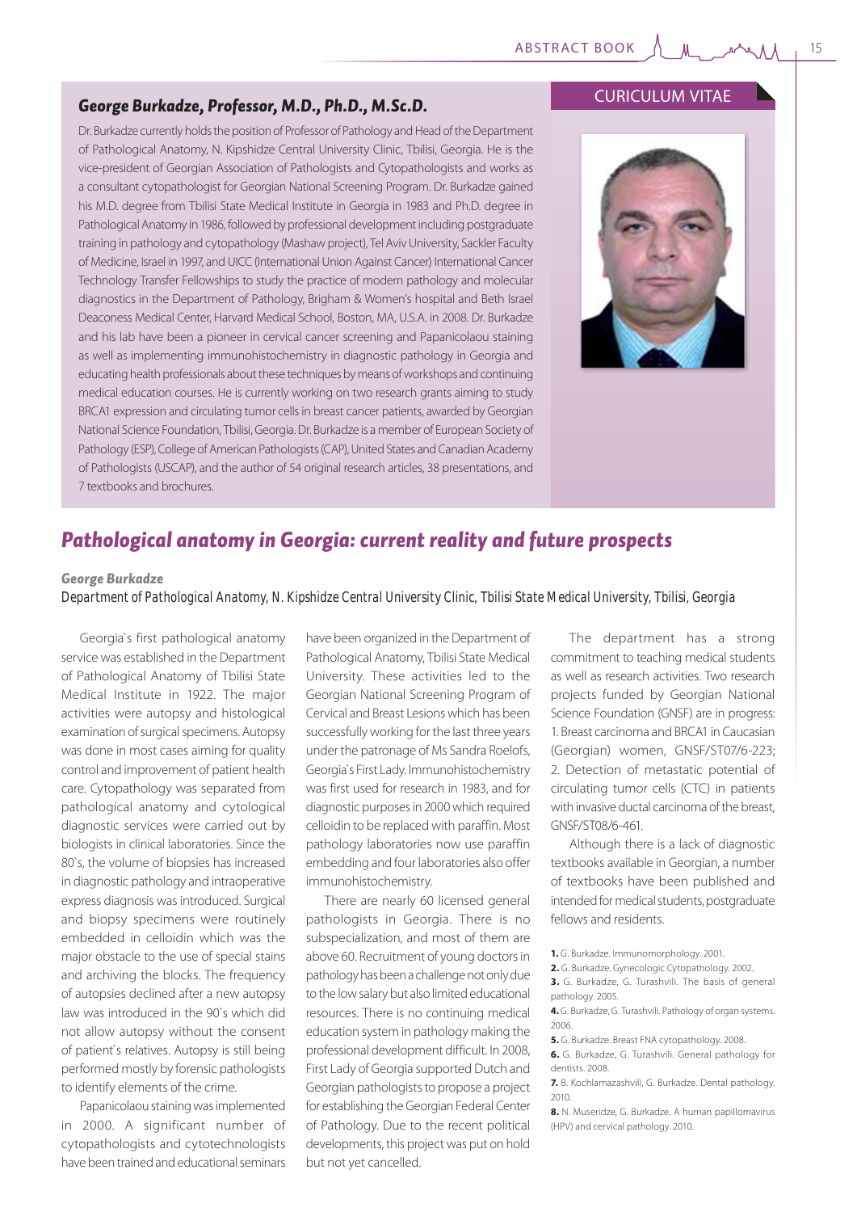CURICULUM VITAE

## George Burkadze, Professor, M.D., Ph.D., M.Sc.D.

Dr. Burkadze currently holds the position of Professor of Pathology and Head of the Department of Pathological Anatomy, N. Kipshidze Central University Clinic, Tbilisi, Georgia. He is the vice-president of Georgian Association of Pathologists and Cytopathologists and works as a consultant cytopathologist for Georgian National Screening Program. Dr. Burkadze gained his M.D. degree from Tbilisi State Medical Institute in Georgia in 1983 and Ph.D. degree in Pathological Anatomy in 1986, followed by professional development including postgraduate training in pathology and cytopathology (Mashaw project), Tel Aviv University, Sackler Faculty of Medicine, Israel in 1997, and UICC (International Union Against Cancer) International Cancer Technology Transfer Fellowships to study the practice of modern pathology and molecular diagnostics in the Department of Pathology, Brigham & Women's hospital and Beth Israel Deaconess Medical Center, Harvard Medical School, Boston, MA, U.S.A. in 2008. Dr. Burkadze and his lab have been a pioneer in cervical cancer screening and Papanicolaou staining as well as implementing immunohistochemistry in diagnostic pathology in Georgia and educating health professionals about these techniques by means of workshops and continuing medical education courses. He is currently working on two research grants aiming to study BRCA1 expression and circulating tumor cells in breast cancer patients, awarded by Georgian National Science Foundation, Tbilisi, Georgia. Dr. Burkadze is a member of European Society of Pathology (ESP), College of American Pathologists (CAP), United States and Canadian Academy of Pathologists (USCAP), and the author of 54 original research articles, 38 presentations, and 7 textbooks and brochures.

# Pathological anatomy in Georgia: current reality and future prospects

**George Burkadze**

*Department of Pathological Anatomy, N. Kipshidze Central University Clinic, Tbilisi State Medical University, Tbilisi, Georgia*

Georgia`s first pathological anatomy service was established in the Department of Pathological Anatomy of Tbilisi State Medical Institute in 1922. The major activities were autopsy and histological examination of surgical specimens. Autopsy was done in most cases aiming for quality control and improvement of patient health care. Cytopathology was separated from pathological anatomy and cytological diagnostic services were carried out by biologists in clinical laboratories. Since the 80`s, the volume of biopsies has increased in diagnostic pathology and intraoperative express diagnosis was introduced. Surgical and biopsy specimens were routinely embedded in celloidin which was the major obstacle to the use of special stains and archiving the blocks. The frequency of autopsies declined after a new autopsy law was introduced in the 90`s which did not allow autopsy without the consent of patient`s relatives. Autopsy is still being performed mostly by forensic pathologists to identify elements of the crime.

Papanicolaou staining was implemented in 2000. A significant number of cytopathologists and cytotechnologists have been trained and educational seminars have been organized in the Department of Pathological Anatomy, Tbilisi State Medical University. These activities led to the Georgian National Screening Program of Cervical and Breast Lesions which has been successfully working for the last three years under the patronage of Ms Sandra Roelofs, Georgia`s First Lady. Immunohistochemistry was first used for research in 1983, and for diagnostic purposes in 2000 which required celloidin to be replaced with paraffin. Most pathology laboratories now use paraffin embedding and four laboratories also offer immunohistochemistry.

There are nearly 60 licensed general pathologists in Georgia. There is no subspecialization, and most of them are above 60. Recruitment of young doctors in pathology has been a challenge not only due to the low salary but also limited educational resources. There is no continuing medical education system in pathology making the professional development difficult. In 2008, First Lady of Georgia supported Dutch and Georgian pathologists to propose a project for establishing the Georgian Federal Center of Pathology. Due to the recent political developments, this project was put on hold but not yet cancelled.

The department has a strong commitment to teaching medical students as well as research activities. Two research projects funded by Georgian National Science Foundation (GNSF) are in progress: 1. Breast carcinoma and BRCA1 in Caucasian (Georgian) women, GNSF/ST07/6-223; 2. Detection of metastatic potential of circulating tumor cells (CTC) in patients with invasive ductal carcinoma of the breast, GNSF/ST08/6-461.

Although there is a lack of diagnostic textbooks available in Georgian, a number of textbooks have been published and intended for medical students, postgraduate fellows and residents.

1. G. Burkadze. Immunomorphology. 2001.
2. G. Burkadze. Gynecologic Cytopathology. 2002.
3. G. Burkadze, G. Turashvili. The basis of general pathology. 2005.
4. G. Burkadze, G. Turashvili. Pathology of organ systems. 2006.
5. G. Burkadze. Breast FNA cytopathology. 2008.
6. G. Burkadze, G. Turashvili. General pathology for dentists. 2008.
7. B. Kochlamazashvili, G. Burkadze. Dental pathology. 2010.
8. N. Museridze, G. Burkadze. A human papillomavirus (HPV) and cervical pathology. 2010.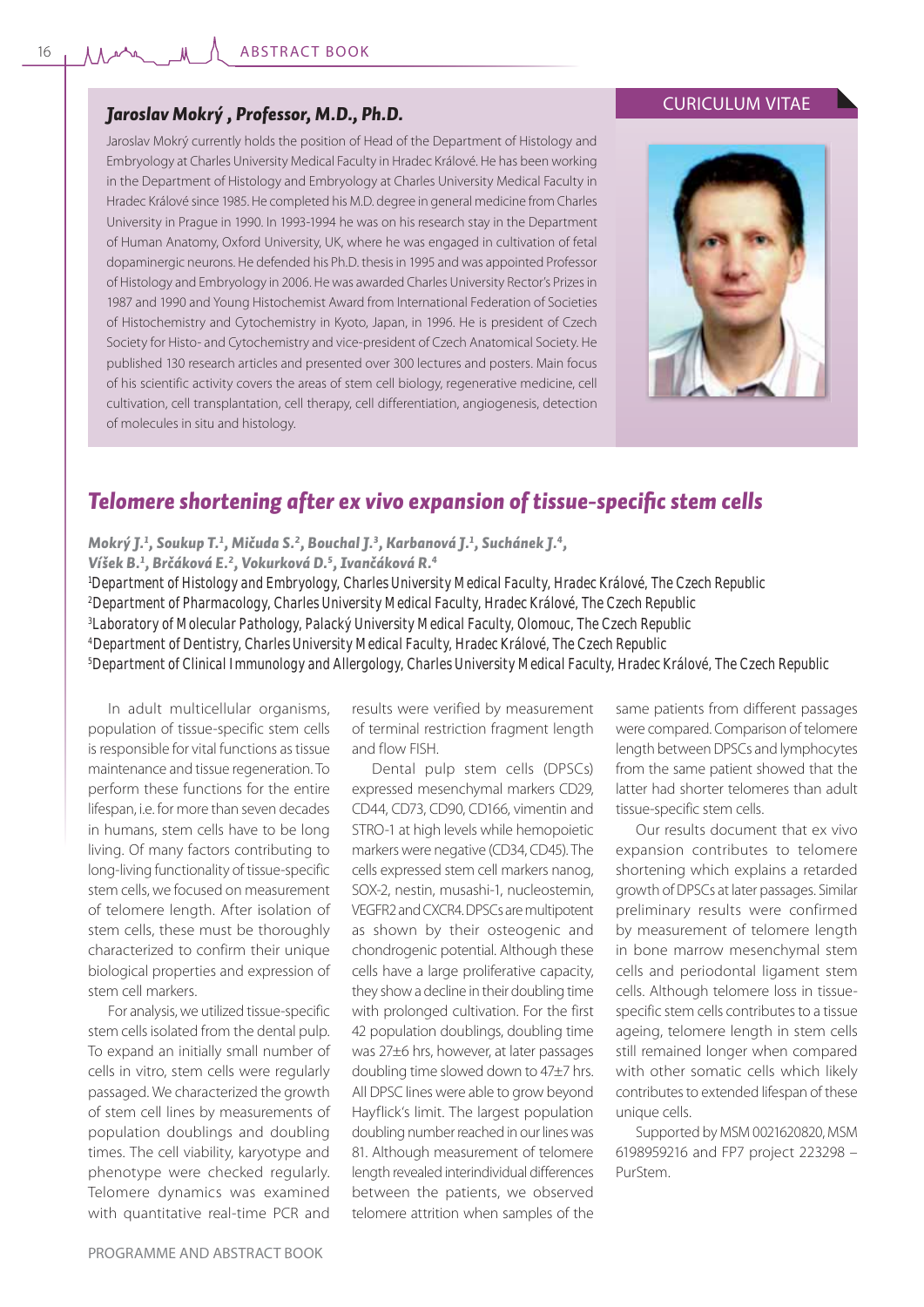CURICULUM VITAE

## *Jaroslav Mokrý , Professor, M.D., Ph.D.*

Jaroslav Mokrý currently holds the position of Head of the Department of Histology and Embryology at Charles University Medical Faculty in Hradec Králové. He has been working in the Department of Histology and Embryology at Charles University Medical Faculty in Hradec Králové since 1985. He completed his M.D. degree in general medicine from Charles University in Prague in 1990. In 1993-1994 he was on his research stay in the Department of Human Anatomy, Oxford University, UK, where he was engaged in cultivation of fetal dopaminergic neurons. He defended his Ph.D. thesis in 1995 and was appointed Professor of Histology and Embryology in 2006. He was awarded Charles University Rector's Prizes in 1987 and 1990 and Young Histochemist Award from International Federation of Societies of Histochemistry and Cytochemistry in Kyoto, Japan, in 1996. He is president of Czech Society for Histo- and Cytochemistry and vice-president of Czech Anatomical Society. He published 130 research articles and presented over 300 lectures and posters. Main focus of his scientific activity covers the areas of stem cell biology, regenerative medicine, cell cultivation, cell transplantation, cell therapy, cell differentiation, angiogenesis, detection of molecules in situ and histology.

# *Telomere shortening after ex vivo expansion of tissue-specific stem cells*

***Mokrý J.[1], Soukup T.[1], Mičuda S.[2], Bouchal J.[3], Karbanová J.[1], Suchánek J.[4], Víšek B.[1], Brčáková E.[2], Vokurková D.[5], Ivančáková R.[4]***

[1]Department of Histology and Embryology, Charles University Medical Faculty, Hradec Králové, The Czech Republic
[2]Department of Pharmacology, Charles University Medical Faculty, Hradec Králové, The Czech Republic
[3]Laboratory of Molecular Pathology, Palacký University Medical Faculty, Olomouc, The Czech Republic
[4]Department of Dentistry, Charles University Medical Faculty, Hradec Králové, The Czech Republic
[5]Department of Clinical Immunology and Allergology, Charles University Medical Faculty, Hradec Králové, The Czech Republic

In adult multicellular organisms, population of tissue-specific stem cells is responsible for vital functions as tissue maintenance and tissue regeneration. To perform these functions for the entire lifespan, i.e. for more than seven decades in humans, stem cells have to be long living. Of many factors contributing to long-living functionality of tissue-specific stem cells, we focused on measurement of telomere length. After isolation of stem cells, these must be thoroughly characterized to confirm their unique biological properties and expression of stem cell markers.

For analysis, we utilized tissue-specific stem cells isolated from the dental pulp. To expand an initially small number of cells in vitro, stem cells were regularly passaged. We characterized the growth of stem cell lines by measurements of population doublings and doubling times. The cell viability, karyotype and phenotype were checked regularly. Telomere dynamics was examined with quantitative real-time PCR and results were verified by measurement of terminal restriction fragment length and flow FISH.

Dental pulp stem cells (DPSCs) expressed mesenchymal markers CD29, CD44, CD73, CD90, CD166, vimentin and STRO-1 at high levels while hemopoietic markers were negative (CD34, CD45). The cells expressed stem cell markers nanog, SOX-2, nestin, musashi-1, nucleostemin, VEGFR2 and CXCR4. DPSCs are multipotent as shown by their osteogenic and chondrogenic potential. Although these cells have a large proliferative capacity, they show a decline in their doubling time with prolonged cultivation. For the first 42 population doublings, doubling time was 27±6 hrs, however, at later passages doubling time slowed down to 47±7 hrs. All DPSC lines were able to grow beyond Hayflick's limit. The largest population doubling number reached in our lines was 81. Although measurement of telomere length revealed interindividual differences between the patients, we observed telomere attrition when samples of the same patients from different passages were compared. Comparison of telomere length between DPSCs and lymphocytes from the same patient showed that the latter had shorter telomeres than adult tissue-specific stem cells.

Our results document that ex vivo expansion contributes to telomere shortening which explains a retarded growth of DPSCs at later passages. Similar preliminary results were confirmed by measurement of telomere length in bone marrow mesenchymal stem cells and periodontal ligament stem cells. Although telomere loss in tissue-specific stem cells contributes to a tissue ageing, telomere length in stem cells still remained longer when compared with other somatic cells which likely contributes to extended lifespan of these unique cells.

Supported by MSM 0021620820, MSM 6198959216 and FP7 project 223298 – PurStem.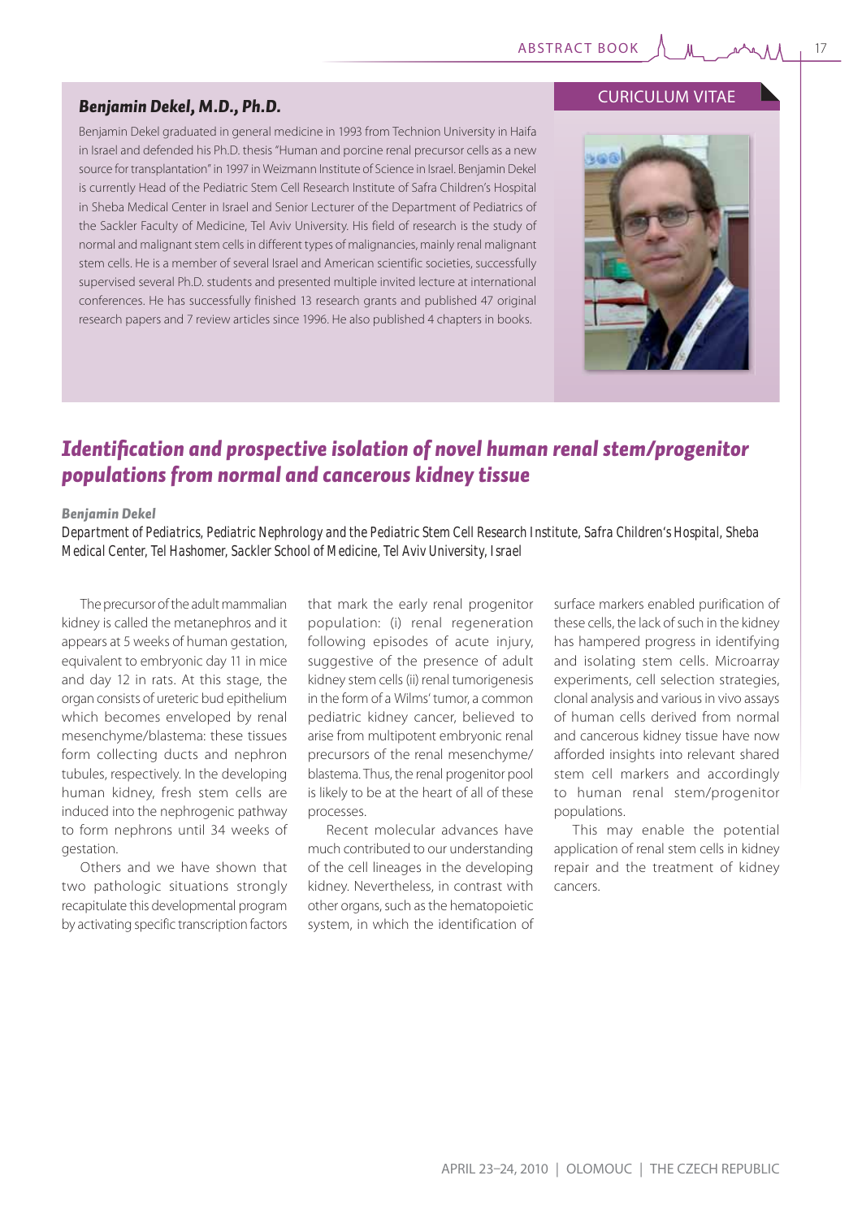## CURICULUM VITAE

### Benjamin Dekel, M.D., Ph.D.

Benjamin Dekel graduated in general medicine in 1993 from Technion University in Haifa in Israel and defended his Ph.D. thesis "Human and porcine renal precursor cells as a new source for transplantation" in 1997 in Weizmann Institute of Science in Israel. Benjamin Dekel is currently Head of the Pediatric Stem Cell Research Institute of Safra Children's Hospital in Sheba Medical Center in Israel and Senior Lecturer of the Department of Pediatrics of the Sackler Faculty of Medicine, Tel Aviv University. His field of research is the study of normal and malignant stem cells in different types of malignancies, mainly renal malignant stem cells. He is a member of several Israel and American scientific societies, successfully supervised several Ph.D. students and presented multiple invited lecture at international conferences. He has successfully finished 13 research grants and published 47 original research papers and 7 review articles since 1996. He also published 4 chapters in books.

# *Identification and prospective isolation of novel human renal stem/progenitor populations from normal and cancerous kidney tissue*

***Benjamin Dekel***

*Department of Pediatrics, Pediatric Nephrology and the Pediatric Stem Cell Research Institute, Safra Children's Hospital, Sheba Medical Center, Tel Hashomer, Sackler School of Medicine, Tel Aviv University, Israel*

The precursor of the adult mammalian kidney is called the metanephros and it appears at 5 weeks of human gestation, equivalent to embryonic day 11 in mice and day 12 in rats. At this stage, the organ consists of ureteric bud epithelium which becomes enveloped by renal mesenchyme/blastema: these tissues form collecting ducts and nephron tubules, respectively. In the developing human kidney, fresh stem cells are induced into the nephrogenic pathway to form nephrons until 34 weeks of gestation.

Others and we have shown that two pathologic situations strongly recapitulate this developmental program by activating specific transcription factors that mark the early renal progenitor population: (i) renal regeneration following episodes of acute injury, suggestive of the presence of adult kidney stem cells (ii) renal tumorigenesis in the form of a Wilms' tumor, a common pediatric kidney cancer, believed to arise from multipotent embryonic renal precursors of the renal mesenchyme/ blastema. Thus, the renal progenitor pool is likely to be at the heart of all of these processes.

Recent molecular advances have much contributed to our understanding of the cell lineages in the developing kidney. Nevertheless, in contrast with other organs, such as the hematopoietic system, in which the identification of surface markers enabled purification of these cells, the lack of such in the kidney has hampered progress in identifying and isolating stem cells. Microarray experiments, cell selection strategies, clonal analysis and various in vivo assays of human cells derived from normal and cancerous kidney tissue have now afforded insights into relevant shared stem cell markers and accordingly to human renal stem/progenitor populations.

This may enable the potential application of renal stem cells in kidney repair and the treatment of kidney cancers.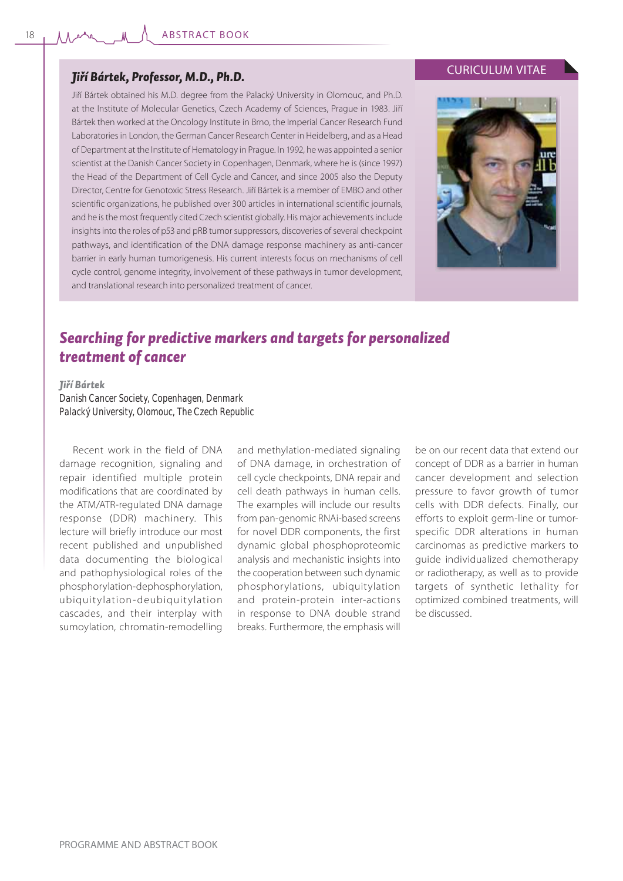CURICULUM VITAE

### *Jiří Bártek, Professor, M.D., Ph.D.*

Jiří Bártek obtained his M.D. degree from the Palacký University in Olomouc, and Ph.D. at the Institute of Molecular Genetics, Czech Academy of Sciences, Prague in 1983. Jiří Bártek then worked at the Oncology Institute in Brno, the Imperial Cancer Research Fund Laboratories in London, the German Cancer Research Center in Heidelberg, and as a Head of Department at the Institute of Hematology in Prague. In 1992, he was appointed a senior scientist at the Danish Cancer Society in Copenhagen, Denmark, where he is (since 1997) the Head of the Department of Cell Cycle and Cancer, and since 2005 also the Deputy Director, Centre for Genotoxic Stress Research. Jiří Bártek is a member of EMBO and other scientific organizations, he published over 300 articles in international scientific journals, and he is the most frequently cited Czech scientist globally. His major achievements include insights into the roles of p53 and pRB tumor suppressors, discoveries of several checkpoint pathways, and identification of the DNA damage response machinery as anti-cancer barrier in early human tumorigenesis. His current interests focus on mechanisms of cell cycle control, genome integrity, involvement of these pathways in tumor development, and translational research into personalized treatment of cancer.

## *Searching for predictive markers and targets for personalized treatment of cancer*

***Jiří Bártek***

*Danish Cancer Society, Copenhagen, Denmark*

*Palacký University, Olomouc, The Czech Republic*

Recent work in the field of DNA damage recognition, signaling and repair identified multiple protein modifications that are coordinated by the ATM/ATR-regulated DNA damage response (DDR) machinery. This lecture will briefly introduce our most recent published and unpublished data documenting the biological and pathophysiological roles of the phosphorylation-dephosphorylation, ubiquitylation-deubiquitylation cascades, and their interplay with sumoylation, chromatin-remodelling and methylation-mediated signaling of DNA damage, in orchestration of cell cycle checkpoints, DNA repair and cell death pathways in human cells. The examples will include our results from pan-genomic RNAi-based screens for novel DDR components, the first dynamic global phosphoproteomic analysis and mechanistic insights into the cooperation between such dynamic phosphorylations, ubiquitylation and protein-protein inter-actions in response to DNA double strand breaks. Furthermore, the emphasis will be on our recent data that extend our concept of DDR as a barrier in human cancer development and selection pressure to favor growth of tumor cells with DDR defects. Finally, our efforts to exploit germ-line or tumor-specific DDR alterations in human carcinomas as predictive markers to guide individualized chemotherapy or radiotherapy, as well as to provide targets of synthetic lethality for optimized combined treatments, will be discussed.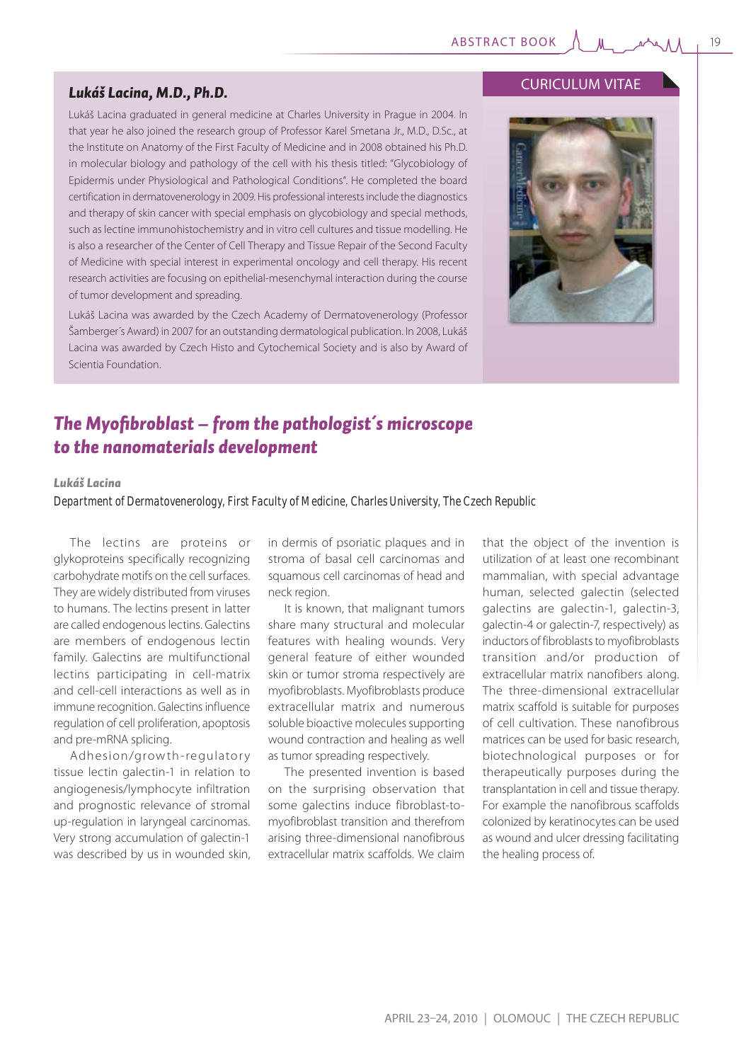CURICULUM VITAE

### *Lukáš Lacina, M.D., Ph.D.*

Lukáš Lacina graduated in general medicine at Charles University in Prague in 2004. In that year he also joined the research group of Professor Karel Smetana Jr., M.D., D.Sc., at the Institute on Anatomy of the First Faculty of Medicine and in 2008 obtained his Ph.D. in molecular biology and pathology of the cell with his thesis titled: "Glycobiology of Epidermis under Physiological and Pathological Conditions". He completed the board certification in dermatovenerology in 2009. His professional interests include the diagnostics and therapy of skin cancer with special emphasis on glycobiology and special methods, such as lectine immunohistochemistry and in vitro cell cultures and tissue modelling. He is also a researcher of the Center of Cell Therapy and Tissue Repair of the Second Faculty of Medicine with special interest in experimental oncology and cell therapy. His recent research activities are focusing on epithelial-mesenchymal interaction during the course of tumor development and spreading.

Lukáš Lacina was awarded by the Czech Academy of Dermatovenerology (Professor Šamberger´s Award) in 2007 for an outstanding dermatological publication. In 2008, Lukáš Lacina was awarded by Czech Histo and Cytochemical Society and is also by Award of Scientia Foundation.

## *The Myofibroblast – from the pathologist´s microscope to the nanomaterials development*

***Lukáš Lacina***

*Department of Dermatovenerology, First Faculty of Medicine, Charles University, The Czech Republic*

The lectins are proteins or glykoproteins specifically recognizing carbohydrate motifs on the cell surfaces. They are widely distributed from viruses to humans. The lectins present in latter are called endogenous lectins. Galectins are members of endogenous lectin family. Galectins are multifunctional lectins participating in cell-matrix and cell-cell interactions as well as in immune recognition. Galectins influence regulation of cell proliferation, apoptosis and pre-mRNA splicing.

Adhesion/growth-regulatory tissue lectin galectin-1 in relation to angiogenesis/lymphocyte infiltration and prognostic relevance of stromal up-regulation in laryngeal carcinomas. Very strong accumulation of galectin-1 was described by us in wounded skin, in dermis of psoriatic plaques and in stroma of basal cell carcinomas and squamous cell carcinomas of head and neck region.

It is known, that malignant tumors share many structural and molecular features with healing wounds. Very general feature of either wounded skin or tumor stroma respectively are myofibroblasts. Myofibroblasts produce extracellular matrix and numerous soluble bioactive molecules supporting wound contraction and healing as well as tumor spreading respectively.

The presented invention is based on the surprising observation that some galectins induce fibroblast-to-myofibroblast transition and therefrom arising three-dimensional nanofibrous extracellular matrix scaffolds. We claim that the object of the invention is utilization of at least one recombinant mammalian, with special advantage human, selected galectin (selected galectins are galectin-1, galectin-3, galectin-4 or galectin-7, respectively) as inductors of fibroblasts to myofibroblasts transition and/or production of extracellular matrix nanofibers along. The three-dimensional extracellular matrix scaffold is suitable for purposes of cell cultivation. These nanofibrous matrices can be used for basic research, biotechnological purposes or for therapeutically purposes during the transplantation in cell and tissue therapy. For example the nanofibrous scaffolds colonized by keratinocytes can be used as wound and ulcer dressing facilitating the healing process of.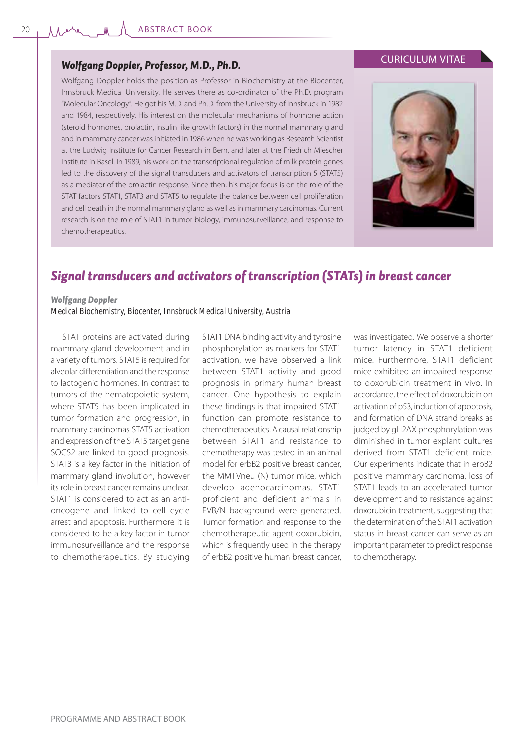CURICULUM VITAE

### *Wolfgang Doppler, Professor, M.D., Ph.D.*

Wolfgang Doppler holds the position as Professor in Biochemistry at the Biocenter, Innsbruck Medical University. He serves there as co-ordinator of the Ph.D. program "Molecular Oncology". He got his M.D. and Ph.D. from the University of Innsbruck in 1982 and 1984, respectively. His interest on the molecular mechanisms of hormone action (steroid hormones, prolactin, insulin like growth factors) in the normal mammary gland and in mammary cancer was initiated in 1986 when he was working as Research Scientist at the Ludwig Institute for Cancer Research in Bern, and later at the Friedrich Miescher Institute in Basel. In 1989, his work on the transcriptional regulation of milk protein genes led to the discovery of the signal transducers and activators of transcription 5 (STAT5) as a mediator of the prolactin response. Since then, his major focus is on the role of the STAT factors STAT1, STAT3 and STAT5 to regulate the balance between cell proliferation and cell death in the normal mammary gland as well as in mammary carcinomas. Current research is on the role of STAT1 in tumor biology, immunosurveillance, and response to chemotherapeutics.

## *Signal transducers and activators of transcription (STATs) in breast cancer*

***Wolfgang Doppler***
*Medical Biochemistry, Biocenter, Innsbruck Medical University, Austria*

STAT proteins are activated during mammary gland development and in a variety of tumors. STAT5 is required for alveolar differentiation and the response to lactogenic hormones. In contrast to tumors of the hematopoietic system, where STAT5 has been implicated in tumor formation and progression, in mammary carcinomas STAT5 activation and expression of the STAT5 target gene SOCS2 are linked to good prognosis. STAT3 is a key factor in the initiation of mammary gland involution, however its role in breast cancer remains unclear. STAT1 is considered to act as an anti-oncogene and linked to cell cycle arrest and apoptosis. Furthermore it is considered to be a key factor in tumor immunosurveillance and the response to chemotherapeutics. By studying STAT1 DNA binding activity and tyrosine phosphorylation as markers for STAT1 activation, we have observed a link between STAT1 activity and good prognosis in primary human breast cancer. One hypothesis to explain these findings is that impaired STAT1 function can promote resistance to chemotherapeutics. A causal relationship between STAT1 and resistance to chemotherapy was tested in an animal model for erbB2 positive breast cancer, the MMTVneu (N) tumor mice, which develop adenocarcinomas. STAT1 proficient and deficient animals in FVB/N background were generated. Tumor formation and response to the chemotherapeutic agent doxorubicin, which is frequently used in the therapy of erbB2 positive human breast cancer, was investigated. We observe a shorter tumor latency in STAT1 deficient mice. Furthermore, STAT1 deficient mice exhibited an impaired response to doxorubicin treatment in vivo. In accordance, the effect of doxorubicin on activation of p53, induction of apoptosis, and formation of DNA strand breaks as judged by gH2AX phosphorylation was diminished in tumor explant cultures derived from STAT1 deficient mice. Our experiments indicate that in erbB2 positive mammary carcinoma, loss of STAT1 leads to an accelerated tumor development and to resistance against doxorubicin treatment, suggesting that the determination of the STAT1 activation status in breast cancer can serve as an important parameter to predict response to chemotherapy.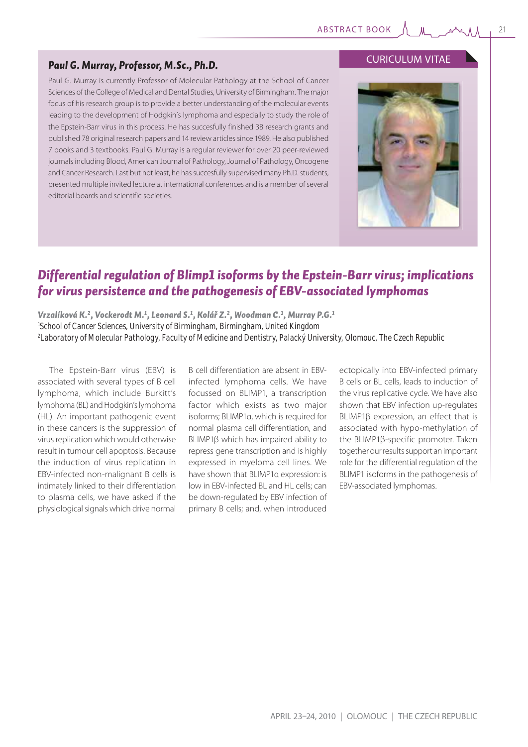## CURICULUM VITAE

### *Paul G. Murray, Professor, M.Sc., Ph.D.*

Paul G. Murray is currently Professor of Molecular Pathology at the School of Cancer Sciences of the College of Medical and Dental Studies, University of Birmingham. The major focus of his research group is to provide a better understanding of the molecular events leading to the development of Hodgkin´s lymphoma and especially to study the role of the Epstein-Barr virus in this process. He has succesfully finished 38 research grants and published 78 original research papers and 14 review articles since 1989. He also published 7 books and 3 textbooks. Paul G. Murray is a regular reviewer for over 20 peer-reviewed journals including Blood, American Journal of Pathology, Journal of Pathology, Oncogene and Cancer Research. Last but not least, he has succesfully supervised many Ph.D. students, presented multiple invited lecture at international conferences and is a member of several editorial boards and scientific societies.

## *Differential regulation of Blimp1 isoforms by the Epstein-Barr virus; implications for virus persistence and the pathogenesis of EBV-associated lymphomas*

**Vrzalíková K.[2], Vockerodt M.[1], Leonard S.[1], Kolář Z.[2], Woodman C.[1], Murray P.G.[1]**
[1]School of Cancer Sciences, University of Birmingham, Birmingham, United Kingdom
[2]Laboratory of Molecular Pathology, Faculty of Medicine and Dentistry, Palacký University, Olomouc, The Czech Republic

The Epstein-Barr virus (EBV) is associated with several types of B cell lymphoma, which include Burkitt's lymphoma (BL) and Hodgkin's lymphoma (HL). An important pathogenic event in these cancers is the suppression of virus replication which would otherwise result in tumour cell apoptosis. Because the induction of virus replication in EBV-infected non-malignant B cells is intimately linked to their differentiation to plasma cells, we have asked if the physiological signals which drive normal B cell differentiation are absent in EBV-infected lymphoma cells. We have focussed on BLIMP1, a transcription factor which exists as two major isoforms; BLIMP1α, which is required for normal plasma cell differentiation, and BLIMP1β which has impaired ability to repress gene transcription and is highly expressed in myeloma cell lines. We have shown that BLIMP1α expression: is low in EBV-infected BL and HL cells; can be down-regulated by EBV infection of primary B cells; and, when introduced ectopically into EBV-infected primary B cells or BL cells, leads to induction of the virus replicative cycle. We have also shown that EBV infection up-regulates BLIMP1β expression, an effect that is associated with hypo-methylation of the BLIMP1β-specific promoter. Taken together our results support an important role for the differential regulation of the BLIMP1 isoforms in the pathogenesis of EBV-associated lymphomas.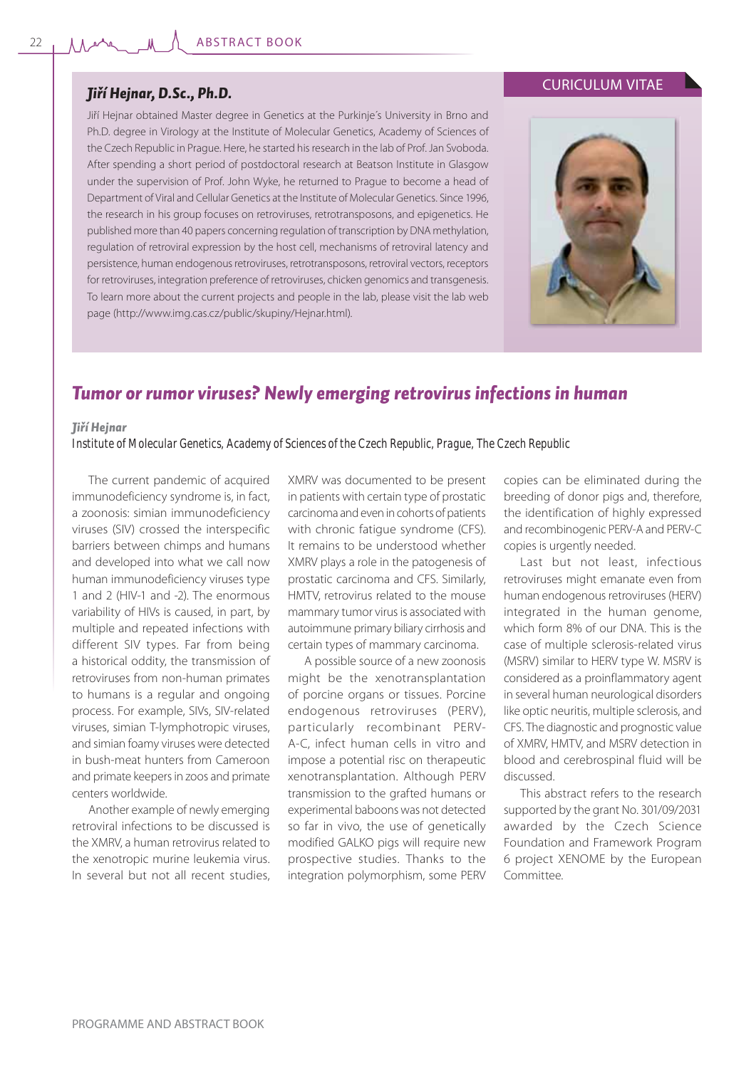## Jiří Hejnar, D.Sc., Ph.D.

CURICULUM VITAE

Jiří Hejnar obtained Master degree in Genetics at the Purkinje´s University in Brno and Ph.D. degree in Virology at the Institute of Molecular Genetics, Academy of Sciences of the Czech Republic in Prague. Here, he started his research in the lab of Prof. Jan Svoboda. After spending a short period of postdoctoral research at Beatson Institute in Glasgow under the supervision of Prof. John Wyke, he returned to Prague to become a head of Department of Viral and Cellular Genetics at the Institute of Molecular Genetics. Since 1996, the research in his group focuses on retroviruses, retrotransposons, and epigenetics. He published more than 40 papers concerning regulation of transcription by DNA methylation, regulation of retroviral expression by the host cell, mechanisms of retroviral latency and persistence, human endogenous retroviruses, retrotransposons, retroviral vectors, receptors for retroviruses, integration preference of retroviruses, chicken genomics and transgenesis. To learn more about the current projects and people in the lab, please visit the lab web page (http://www.img.cas.cz/public/skupiny/Hejnar.html).

# Tumor or rumor viruses? Newly emerging retrovirus infections in human

***Jiří Hejnar***

*Institute of Molecular Genetics, Academy of Sciences of the Czech Republic, Prague, The Czech Republic*

The current pandemic of acquired immunodeficiency syndrome is, in fact, a zoonosis: simian immunodeficiency viruses (SIV) crossed the interspecific barriers between chimps and humans and developed into what we call now human immunodeficiency viruses type 1 and 2 (HIV-1 and -2). The enormous variability of HIVs is caused, in part, by multiple and repeated infections with different SIV types. Far from being a historical oddity, the transmission of retroviruses from non-human primates to humans is a regular and ongoing process. For example, SIVs, SIV-related viruses, simian T-lymphotropic viruses, and simian foamy viruses were detected in bush-meat hunters from Cameroon and primate keepers in zoos and primate centers worldwide.

Another example of newly emerging retroviral infections to be discussed is the XMRV, a human retrovirus related to the xenotropic murine leukemia virus. In several but not all recent studies, XMRV was documented to be present in patients with certain type of prostatic carcinoma and even in cohorts of patients with chronic fatigue syndrome (CFS). It remains to be understood whether XMRV plays a role in the patogenesis of prostatic carcinoma and CFS. Similarly, HMTV, retrovirus related to the mouse mammary tumor virus is associated with autoimmune primary biliary cirrhosis and certain types of mammary carcinoma.

A possible source of a new zoonosis might be the xenotransplantation of porcine organs or tissues. Porcine endogenous retroviruses (PERV), particularly recombinant PERV-A-C, infect human cells in vitro and impose a potential risc on therapeutic xenotransplantation. Although PERV transmission to the grafted humans or experimental baboons was not detected so far in vivo, the use of genetically modified GALKO pigs will require new prospective studies. Thanks to the integration polymorphism, some PERV copies can be eliminated during the breeding of donor pigs and, therefore, the identification of highly expressed and recombinogenic PERV-A and PERV-C copies is urgently needed.

Last but not least, infectious retroviruses might emanate even from human endogenous retroviruses (HERV) integrated in the human genome, which form 8% of our DNA. This is the case of multiple sclerosis-related virus (MSRV) similar to HERV type W. MSRV is considered as a proinflammatory agent in several human neurological disorders like optic neuritis, multiple sclerosis, and CFS. The diagnostic and prognostic value of XMRV, HMTV, and MSRV detection in blood and cerebrospinal fluid will be discussed.

This abstract refers to the research supported by the grant No. 301/09/2031 awarded by the Czech Science Foundation and Framework Program 6 project XENOME by the European Committee.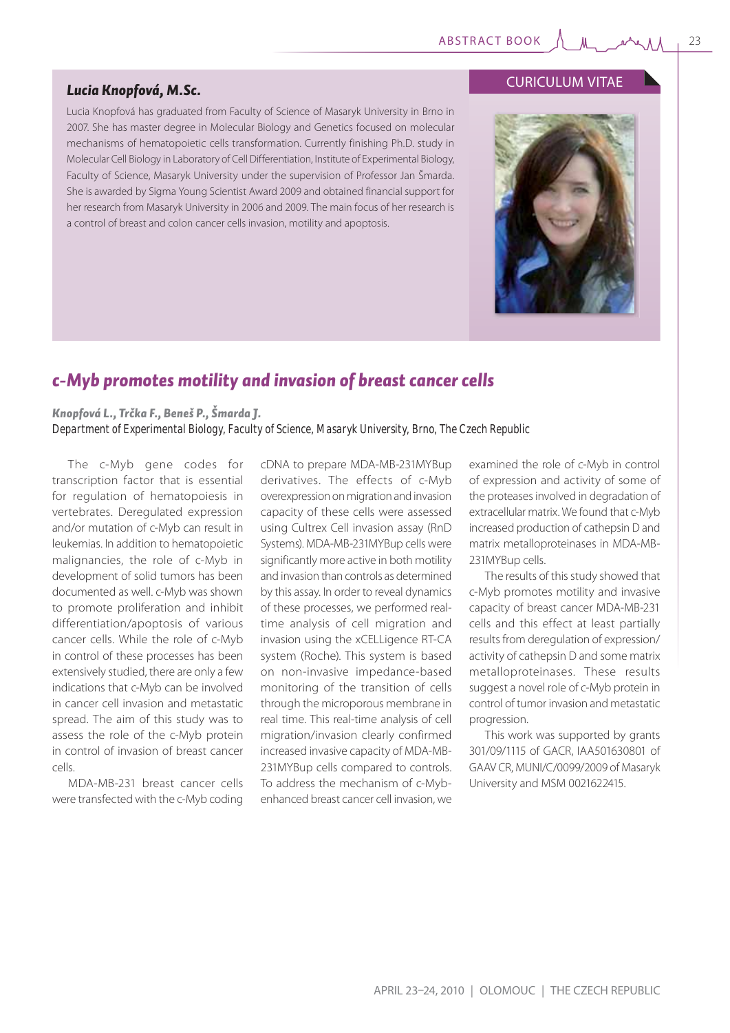## Lucia Knopfová, M.Sc.

CURICULUM VITAE

Lucia Knopfová has graduated from Faculty of Science of Masaryk University in Brno in 2007. She has master degree in Molecular Biology and Genetics focused on molecular mechanisms of hematopoietic cells transformation. Currently finishing Ph.D. study in Molecular Cell Biology in Laboratory of Cell Differentiation, Institute of Experimental Biology, Faculty of Science, Masaryk University under the supervision of Professor Jan Šmarda. She is awarded by Sigma Young Scientist Award 2009 and obtained financial support for her research from Masaryk University in 2006 and 2009. The main focus of her research is a control of breast and colon cancer cells invasion, motility and apoptosis.

# c-Myb promotes motility and invasion of breast cancer cells

***Knopfová L., Trčka F., Beneš P., Šmarda J.***

*Department of Experimental Biology, Faculty of Science, Masaryk University, Brno, The Czech Republic*

The c-Myb gene codes for transcription factor that is essential for regulation of hematopoiesis in vertebrates. Deregulated expression and/or mutation of c-Myb can result in leukemias. In addition to hematopoietic malignancies, the role of c-Myb in development of solid tumors has been documented as well. c-Myb was shown to promote proliferation and inhibit differentiation/apoptosis of various cancer cells. While the role of c-Myb in control of these processes has been extensively studied, there are only a few indications that c-Myb can be involved in cancer cell invasion and metastatic spread. The aim of this study was to assess the role of the c-Myb protein in control of invasion of breast cancer cells.

MDA-MB-231 breast cancer cells were transfected with the c-Myb coding cDNA to prepare MDA-MB-231MYBup derivatives. The effects of c-Myb overexpression on migration and invasion capacity of these cells were assessed using Cultrex Cell invasion assay (RnD Systems). MDA-MB-231MYBup cells were significantly more active in both motility and invasion than controls as determined by this assay. In order to reveal dynamics of these processes, we performed real-time analysis of cell migration and invasion using the xCELLigence RT-CA system (Roche). This system is based on non-invasive impedance-based monitoring of the transition of cells through the microporous membrane in real time. This real-time analysis of cell migration/invasion clearly confirmed increased invasive capacity of MDA-MB-231MYBup cells compared to controls. To address the mechanism of c-Myb-enhanced breast cancer cell invasion, we examined the role of c-Myb in control of expression and activity of some of the proteases involved in degradation of extracellular matrix. We found that c-Myb increased production of cathepsin D and matrix metalloproteinases in MDA-MB-231MYBup cells.

The results of this study showed that c-Myb promotes motility and invasive capacity of breast cancer MDA-MB-231 cells and this effect at least partially results from deregulation of expression/activity of cathepsin D and some matrix metalloproteinases. These results suggest a novel role of c-Myb protein in control of tumor invasion and metastatic progression.

This work was supported by grants 301/09/1115 of GACR, IAA501630801 of GAAV CR, MUNI/C/0099/2009 of Masaryk University and MSM 0021622415.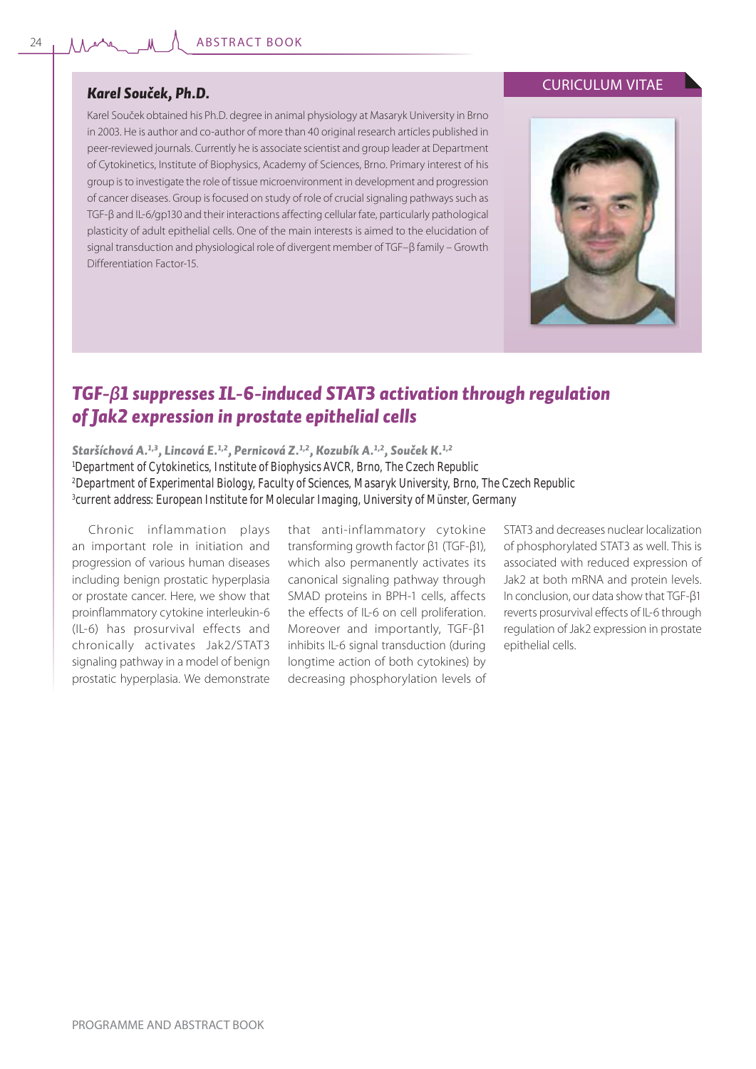## Karel Souček, Ph.D.

CURICULUM VITAE

Karel Souček obtained his Ph.D. degree in animal physiology at Masaryk University in Brno in 2003. He is author and co-author of more than 40 original research articles published in peer-reviewed journals. Currently he is associate scientist and group leader at Department of Cytokinetics, Institute of Biophysics, Academy of Sciences, Brno. Primary interest of his group is to investigate the role of tissue microenvironment in development and progression of cancer diseases. Group is focused on study of role of crucial signaling pathways such as TGF-β and IL-6/gp130 and their interactions affecting cellular fate, particularly pathological plasticity of adult epithelial cells. One of the main interests is aimed to the elucidation of signal transduction and physiological role of divergent member of TGF–β family – Growth Differentiation Factor-15.

## TGF-β1 suppresses IL-6-induced STAT3 activation through regulation of Jak2 expression in prostate epithelial cells

**Staršíchová A.[1,3], Lincová E.[1,2], Pernicová Z.[1,2], Kozubík A.[1,2], Souček K.[1,2]**

[1]Department of Cytokinetics, Institute of Biophysics AVCR, Brno, The Czech Republic
[2]Department of Experimental Biology, Faculty of Sciences, Masaryk University, Brno, The Czech Republic
[3]current address: European Institute for Molecular Imaging, University of Münster, Germany

Chronic inflammation plays an important role in initiation and progression of various human diseases including benign prostatic hyperplasia or prostate cancer. Here, we show that proinflammatory cytokine interleukin-6 (IL-6) has prosurvival effects and chronically activates Jak2/STAT3 signaling pathway in a model of benign prostatic hyperplasia. We demonstrate that anti-inflammatory cytokine transforming growth factor β1 (TGF-β1), which also permanently activates its canonical signaling pathway through SMAD proteins in BPH-1 cells, affects the effects of IL-6 on cell proliferation. Moreover and importantly, TGF-β1 inhibits IL-6 signal transduction (during longtime action of both cytokines) by decreasing phosphorylation levels of STAT3 and decreases nuclear localization of phosphorylated STAT3 as well. This is associated with reduced expression of Jak2 at both mRNA and protein levels. In conclusion, our data show that TGF-β1 reverts prosurvival effects of IL-6 through regulation of Jak2 expression in prostate epithelial cells.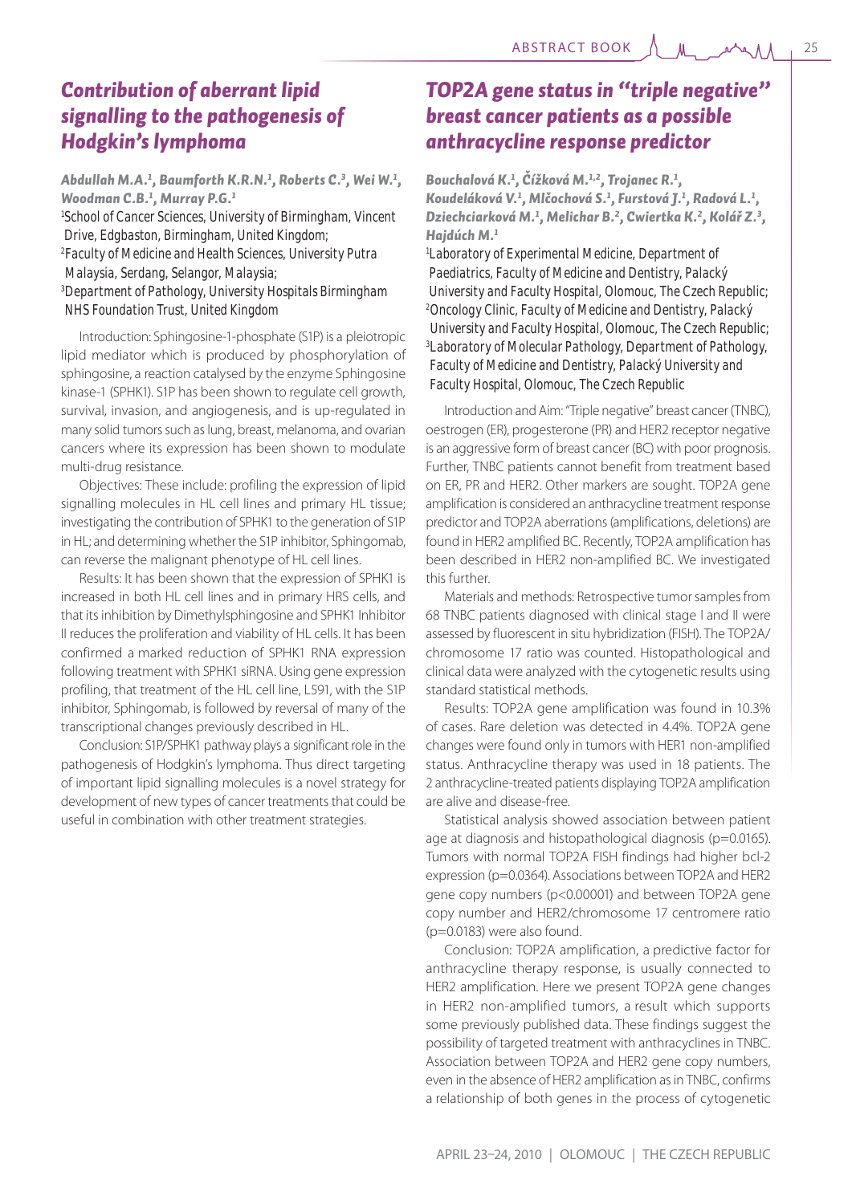## Contribution of aberrant lipid signalling to the pathogenesis of Hodgkin's lymphoma

***Abdullah M.A.[1], Baumforth K.R.N.[1], Roberts C.[3], Wei W.[1], Woodman C.B.[1], Murray P.G.[1]***

[1]School of Cancer Sciences, University of Birmingham, Vincent Drive, Edgbaston, Birmingham, United Kingdom;
[2]Faculty of Medicine and Health Sciences, University Putra Malaysia, Serdang, Selangor, Malaysia;
[3]Department of Pathology, University Hospitals Birmingham NHS Foundation Trust, United Kingdom

Introduction: Sphingosine-1-phosphate (S1P) is a pleiotropic lipid mediator which is produced by phosphorylation of sphingosine, a reaction catalysed by the enzyme Sphingosine kinase-1 (SPHK1). S1P has been shown to regulate cell growth, survival, invasion, and angiogenesis, and is up-regulated in many solid tumors such as lung, breast, melanoma, and ovarian cancers where its expression has been shown to modulate multi-drug resistance.

Objectives: These include: profiling the expression of lipid signalling molecules in HL cell lines and primary HL tissue; investigating the contribution of SPHK1 to the generation of S1P in HL; and determining whether the S1P inhibitor, Sphingomab, can reverse the malignant phenotype of HL cell lines.

Results: It has been shown that the expression of SPHK1 is increased in both HL cell lines and in primary HRS cells, and that its inhibition by Dimethylsphingosine and SPHK1 Inhibitor II reduces the proliferation and viability of HL cells. It has been confirmed a marked reduction of SPHK1 RNA expression following treatment with SPHK1 siRNA. Using gene expression profiling, that treatment of the HL cell line, L591, with the S1P inhibitor, Sphingomab, is followed by reversal of many of the transcriptional changes previously described in HL.

Conclusion: S1P/SPHK1 pathway plays a significant role in the pathogenesis of Hodgkin's lymphoma. Thus direct targeting of important lipid signalling molecules is a novel strategy for development of new types of cancer treatments that could be useful in combination with other treatment strategies.

## TOP2A gene status in "triple negative" breast cancer patients as a possible anthracycline response predictor

***Bouchalová K.[1], Čížková M.[1,2], Trojanec R.[1], Koudeláková V.[1], Mlčochová S.[1], Furstová J.[1], Radová L.[1], Dziechciarková M.[1], Melichar B.[2], Cwiertka K.[2], Kolář Z.[3], Hajdúch M.[1]***

[1]Laboratory of Experimental Medicine, Department of Paediatrics, Faculty of Medicine and Dentistry, Palacký University and Faculty Hospital, Olomouc, The Czech Republic;
[2]Oncology Clinic, Faculty of Medicine and Dentistry, Palacký University and Faculty Hospital, Olomouc, The Czech Republic;
[3]Laboratory of Molecular Pathology, Department of Pathology, Faculty of Medicine and Dentistry, Palacký University and Faculty Hospital, Olomouc, The Czech Republic

Introduction and Aim: "Triple negative" breast cancer (TNBC), oestrogen (ER), progesterone (PR) and HER2 receptor negative is an aggressive form of breast cancer (BC) with poor prognosis. Further, TNBC patients cannot benefit from treatment based on ER, PR and HER2. Other markers are sought. TOP2A gene amplification is considered an anthracycline treatment response predictor and TOP2A aberrations (amplifications, deletions) are found in HER2 amplified BC. Recently, TOP2A amplification has been described in HER2 non-amplified BC. We investigated this further.

Materials and methods: Retrospective tumor samples from 68 TNBC patients diagnosed with clinical stage I and II were assessed by fluorescent in situ hybridization (FISH). The TOP2A/chromosome 17 ratio was counted. Histopathological and clinical data were analyzed with the cytogenetic results using standard statistical methods.

Results: TOP2A gene amplification was found in 10.3% of cases. Rare deletion was detected in 4.4%. TOP2A gene changes were found only in tumors with HER1 non-amplified status. Anthracycline therapy was used in 18 patients. The 2 anthracycline-treated patients displaying TOP2A amplification are alive and disease-free.

Statistical analysis showed association between patient age at diagnosis and histopathological diagnosis ($p=0.0165$). Tumors with normal TOP2A FISH findings had higher bcl-2 expression ($p=0.0364$). Associations between TOP2A and HER2 gene copy numbers ($p<0.00001$) and between TOP2A gene copy number and HER2/chromosome 17 centromere ratio ($p=0.0183$) were also found.

Conclusion: TOP2A amplification, a predictive factor for anthracycline therapy response, is usually connected to HER2 amplification. Here we present TOP2A gene changes in HER2 non-amplified tumors, a result which supports some previously published data. These findings suggest the possibility of targeted treatment with anthracyclines in TNBC. Association between TOP2A and HER2 gene copy numbers, even in the absence of HER2 amplification as in TNBC, confirms a relationship of both genes in the process of cytogenetic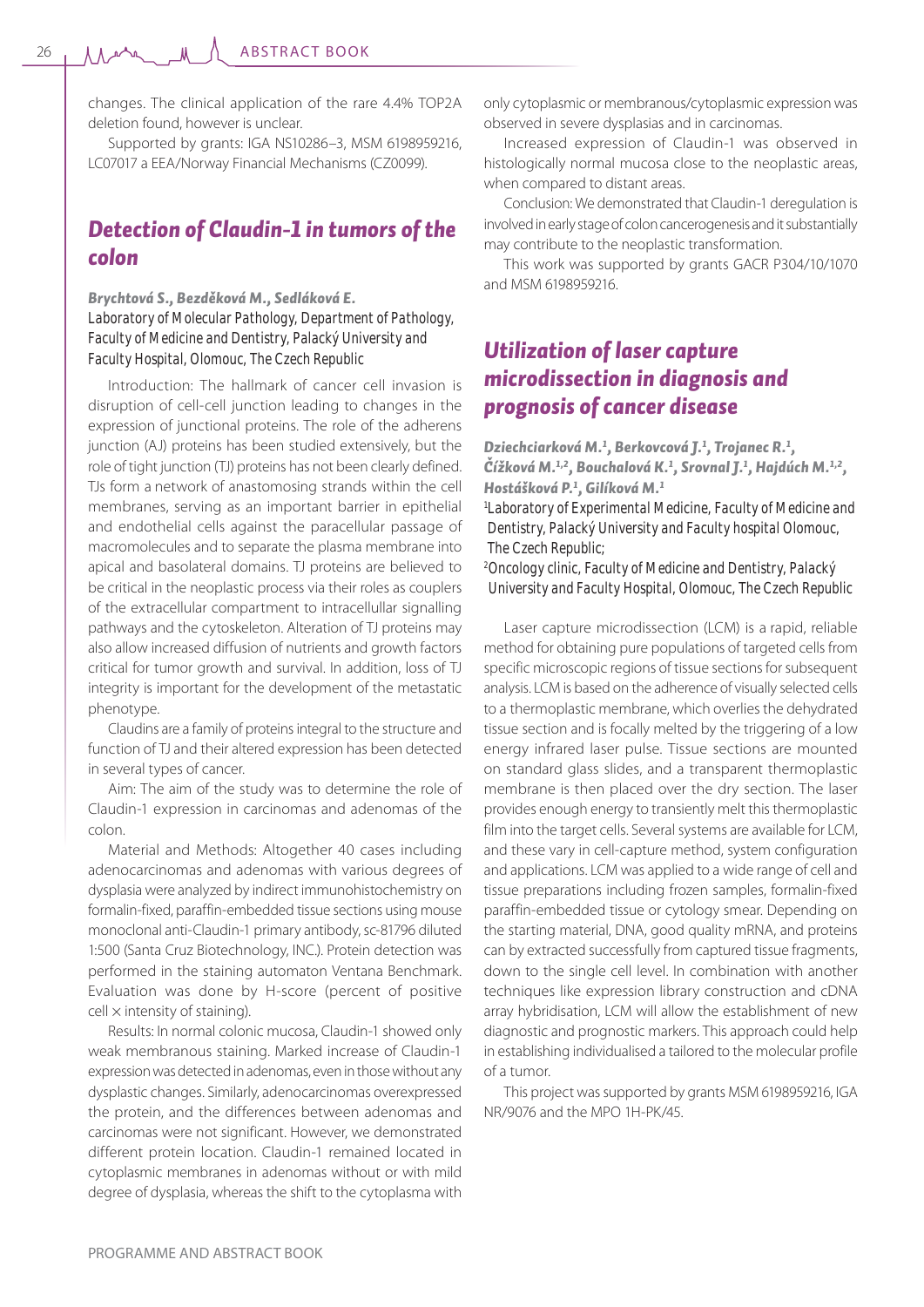changes. The clinical application of the rare 4.4% TOP2A deletion found, however is unclear.

Supported by grants: IGA NS10286–3, MSM 6198959216, LC07017 a EEA/Norway Financial Mechanisms (CZ0099).

## Detection of Claudin-1 in tumors of the colon

**Brychtová S., Bezděková M., Sedláková E.**

*Laboratory of Molecular Pathology, Department of Pathology, Faculty of Medicine and Dentistry, Palacký University and Faculty Hospital, Olomouc, The Czech Republic*

Introduction: The hallmark of cancer cell invasion is disruption of cell-cell junction leading to changes in the expression of junctional proteins. The role of the adherens junction (AJ) proteins has been studied extensively, but the role of tight junction (TJ) proteins has not been clearly defined. TJs form a network of anastomosing strands within the cell membranes, serving as an important barrier in epithelial and endothelial cells against the paracellular passage of macromolecules and to separate the plasma membrane into apical and basolateral domains. TJ proteins are believed to be critical in the neoplastic process via their roles as couplers of the extracellular compartment to intracellullar signalling pathways and the cytoskeleton. Alteration of TJ proteins may also allow increased diffusion of nutrients and growth factors critical for tumor growth and survival. In addition, loss of TJ integrity is important for the development of the metastatic phenotype.

Claudins are a family of proteins integral to the structure and function of TJ and their altered expression has been detected in several types of cancer.

Aim: The aim of the study was to determine the role of Claudin-1 expression in carcinomas and adenomas of the colon.

Material and Methods: Altogether 40 cases including adenocarcinomas and adenomas with various degrees of dysplasia were analyzed by indirect immunohistochemistry on formalin-fixed, paraffin-embedded tissue sections using mouse monoclonal anti-Claudin-1 primary antibody, sc-81796 diluted 1:500 (Santa Cruz Biotechnology, INC.). Protein detection was performed in the staining automaton Ventana Benchmark. Evaluation was done by H-score (percent of positive cell × intensity of staining).

Results: In normal colonic mucosa, Claudin-1 showed only weak membranous staining. Marked increase of Claudin-1 expression was detected in adenomas, even in those without any dysplastic changes. Similarly, adenocarcinomas overexpressed the protein, and the differences between adenomas and carcinomas were not significant. However, we demonstrated different protein location. Claudin-1 remained located in cytoplasmic membranes in adenomas without or with mild degree of dysplasia, whereas the shift to the cytoplasma with only cytoplasmic or membranous/cytoplasmic expression was observed in severe dysplasias and in carcinomas.

Increased expression of Claudin-1 was observed in histologically normal mucosa close to the neoplastic areas, when compared to distant areas.

Conclusion: We demonstrated that Claudin-1 deregulation is involved in early stage of colon cancerogenesis and it substantially may contribute to the neoplastic transformation.

This work was supported by grants GACR P304/10/1070 and MSM 6198959216.

## Utilization of laser capture microdissection in diagnosis and prognosis of cancer disease

**Dziechciarková M.[1], Berkovcová J.[1], Trojanec R.[1], Čížková M.[1,2], Bouchalová K.[1], Srovnal J.[1], Hajdúch M.[1,2], Hostášková P.[1], Gilíková M.[1]**

[1]*Laboratory of Experimental Medicine, Faculty of Medicine and Dentistry, Palacký University and Faculty hospital Olomouc, The Czech Republic;*

[2]*Oncology clinic, Faculty of Medicine and Dentistry, Palacký University and Faculty Hospital, Olomouc, The Czech Republic*

Laser capture microdissection (LCM) is a rapid, reliable method for obtaining pure populations of targeted cells from specific microscopic regions of tissue sections for subsequent analysis. LCM is based on the adherence of visually selected cells to a thermoplastic membrane, which overlies the dehydrated tissue section and is focally melted by the triggering of a low energy infrared laser pulse. Tissue sections are mounted on standard glass slides, and a transparent thermoplastic membrane is then placed over the dry section. The laser provides enough energy to transiently melt this thermoplastic film into the target cells. Several systems are available for LCM, and these vary in cell-capture method, system configuration and applications. LCM was applied to a wide range of cell and tissue preparations including frozen samples, formalin-fixed paraffin-embedded tissue or cytology smear. Depending on the starting material, DNA, good quality mRNA, and proteins can by extracted successfully from captured tissue fragments, down to the single cell level. In combination with another techniques like expression library construction and cDNA array hybridisation, LCM will allow the establishment of new diagnostic and prognostic markers. This approach could help in establishing individualised a tailored to the molecular profile of a tumor.

This project was supported by grants MSM 6198959216, IGA NR/9076 and the MPO 1H-PK/45.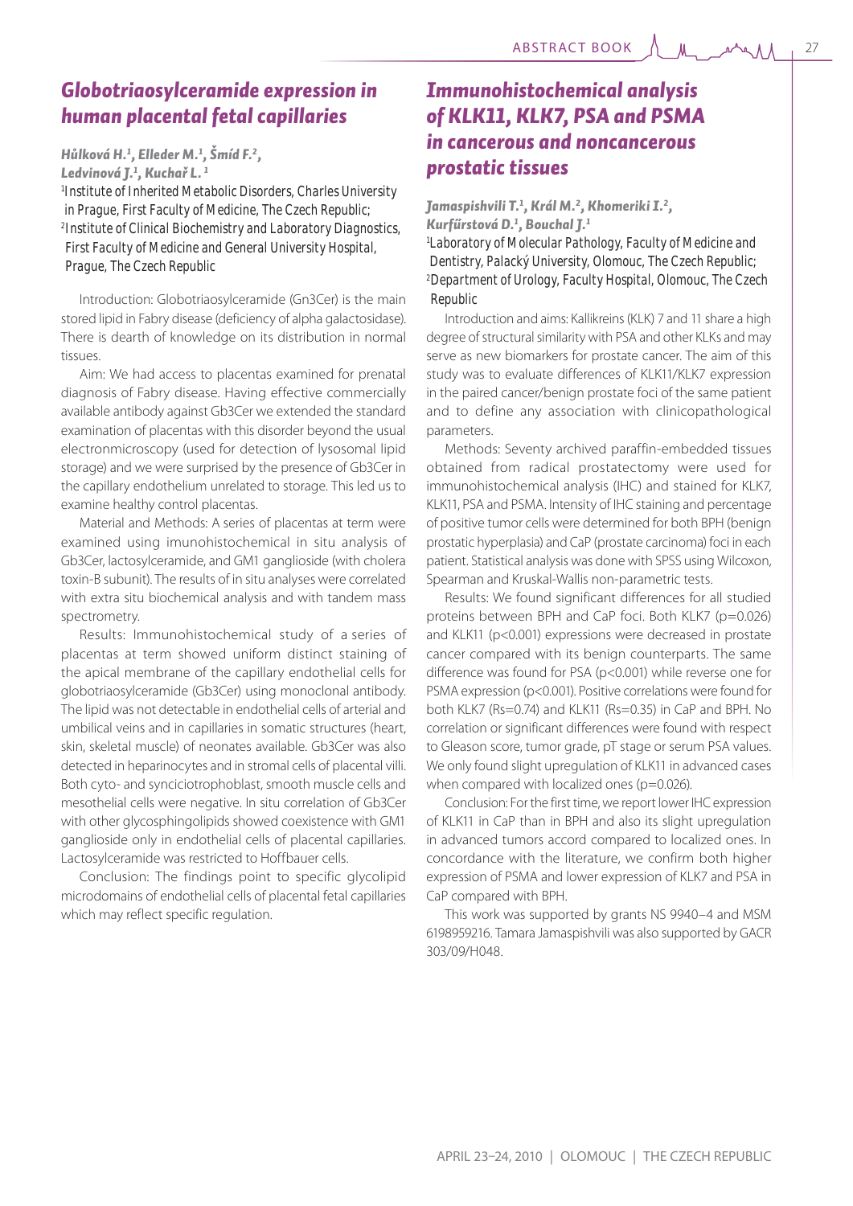## Globotriaosylceramide expression in human placental fetal capillaries

*Hůlková H.[1], Elleder M.[1], Šmíd F.[2], Ledvinová J.[1], Kuchař L.[1]*

[1]Institute of Inherited Metabolic Disorders, Charles University in Prague, First Faculty of Medicine, The Czech Republic; [2]Institute of Clinical Biochemistry and Laboratory Diagnostics, First Faculty of Medicine and General University Hospital, Prague, The Czech Republic

Introduction: Globotriaosylceramide (Gn3Cer) is the main stored lipid in Fabry disease (deficiency of alpha galactosidase). There is dearth of knowledge on its distribution in normal tissues.

Aim: We had access to placentas examined for prenatal diagnosis of Fabry disease. Having effective commercially available antibody against Gb3Cer we extended the standard examination of placentas with this disorder beyond the usual electronmicroscopy (used for detection of lysosomal lipid storage) and we were surprised by the presence of Gb3Cer in the capillary endothelium unrelated to storage. This led us to examine healthy control placentas.

Material and Methods: A series of placentas at term were examined using imunohistochemical in situ analysis of Gb3Cer, lactosylceramide, and GM1 ganglioside (with cholera toxin-B subunit). The results of in situ analyses were correlated with extra situ biochemical analysis and with tandem mass spectrometry.

Results: Immunohistochemical study of a series of placentas at term showed uniform distinct staining of the apical membrane of the capillary endothelial cells for globotriaosylceramide (Gb3Cer) using monoclonal antibody. The lipid was not detectable in endothelial cells of arterial and umbilical veins and in capillaries in somatic structures (heart, skin, skeletal muscle) of neonates available. Gb3Cer was also detected in heparinocytes and in stromal cells of placental villi. Both cyto- and synciciotrophoblast, smooth muscle cells and mesothelial cells were negative. In situ correlation of Gb3Cer with other glycosphingolipids showed coexistence with GM1 ganglioside only in endothelial cells of placental capillaries. Lactosylceramide was restricted to Hoffbauer cells.

Conclusion: The findings point to specific glycolipid microdomains of endothelial cells of placental fetal capillaries which may reflect specific regulation.

## Immunohistochemical analysis of KLK11, KLK7, PSA and PSMA in cancerous and noncancerous prostatic tissues

*Jamaspishvili T.[1], Král M.[2], Khomeriki I.[2], Kurfűrstová D.[1], Bouchal J.[1]*

[1]Laboratory of Molecular Pathology, Faculty of Medicine and Dentistry, Palacký University, Olomouc, The Czech Republic; [2]Department of Urology, Faculty Hospital, Olomouc, The Czech Republic

Introduction and aims: Kallikreins (KLK) 7 and 11 share a high degree of structural similarity with PSA and other KLKs and may serve as new biomarkers for prostate cancer. The aim of this study was to evaluate differences of KLK11/KLK7 expression in the paired cancer/benign prostate foci of the same patient and to define any association with clinicopathological parameters.

Methods: Seventy archived paraffin-embedded tissues obtained from radical prostatectomy were used for immunohistochemical analysis (IHC) and stained for KLK7, KLK11, PSA and PSMA. Intensity of IHC staining and percentage of positive tumor cells were determined for both BPH (benign prostatic hyperplasia) and CaP (prostate carcinoma) foci in each patient. Statistical analysis was done with SPSS using Wilcoxon, Spearman and Kruskal-Wallis non-parametric tests.

Results: We found significant differences for all studied proteins between BPH and CaP foci. Both KLK7 ($p=0.026$) and KLK11 ($p<0.001$) expressions were decreased in prostate cancer compared with its benign counterparts. The same difference was found for PSA ($p<0.001$) while reverse one for PSMA expression ($p<0.001$). Positive correlations were found for both KLK7 ($R_s=0.74$) and KLK11 ($R_s=0.35$) in CaP and BPH. No correlation or significant differences were found with respect to Gleason score, tumor grade, pT stage or serum PSA values. We only found slight upregulation of KLK11 in advanced cases when compared with localized ones ($p=0.026$).

Conclusion: For the first time, we report lower IHC expression of KLK11 in CaP than in BPH and also its slight upregulation in advanced tumors accord compared to localized ones. In concordance with the literature, we confirm both higher expression of PSMA and lower expression of KLK7 and PSA in CaP compared with BPH.

This work was supported by grants NS 9940–4 and MSM 6198959216. Tamara Jamaspishvili was also supported by GACR 303/09/H048.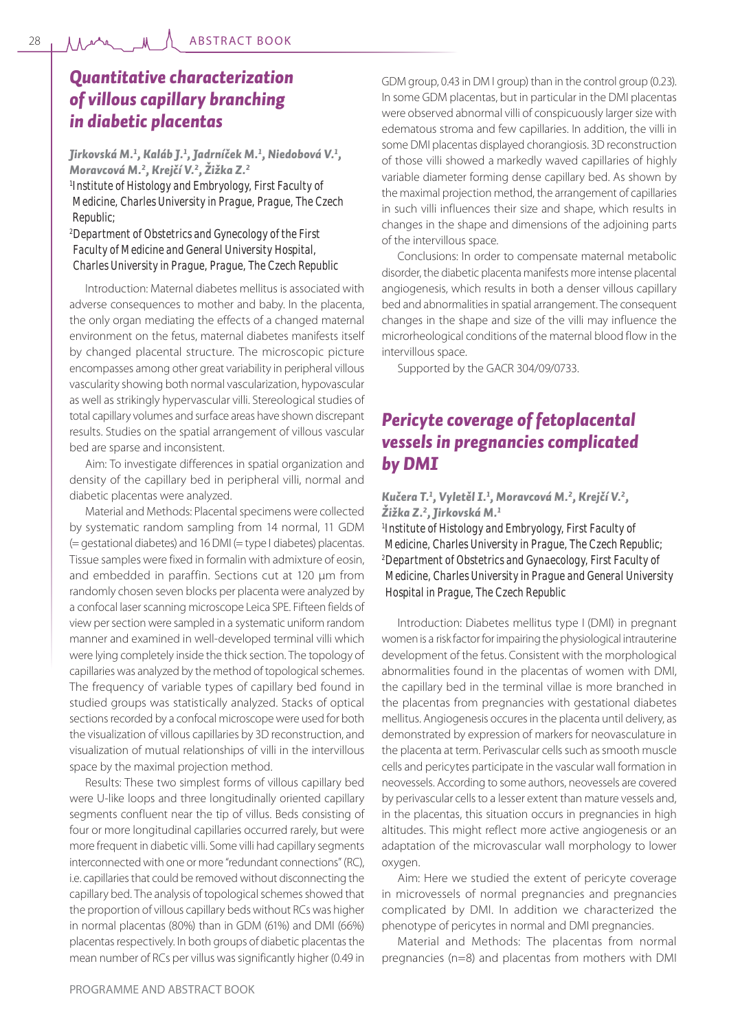## Quantitative characterization of villous capillary branching in diabetic placentas

***Jirkovská M.[1], Kaláb J.[1], Jadrníček M.[1], Niedobová V.[1], Moravcová M.[2], Krejčí V.[2], Žižka Z.[2]***

*[1]Institute of Histology and Embryology, First Faculty of Medicine, Charles University in Prague, Prague, The Czech Republic;*
*[2]Department of Obstetrics and Gynecology of the First Faculty of Medicine and General University Hospital, Charles University in Prague, Prague, The Czech Republic*

Introduction: Maternal diabetes mellitus is associated with adverse consequences to mother and baby. In the placenta, the only organ mediating the effects of a changed maternal environment on the fetus, maternal diabetes manifests itself by changed placental structure. The microscopic picture encompasses among other great variability in peripheral villous vascularity showing both normal vascularization, hypovascular as well as strikingly hypervascular villi. Stereological studies of total capillary volumes and surface areas have shown discrepant results. Studies on the spatial arrangement of villous vascular bed are sparse and inconsistent.

Aim: To investigate differences in spatial organization and density of the capillary bed in peripheral villi, normal and diabetic placentas were analyzed.

Material and Methods: Placental specimens were collected by systematic random sampling from 14 normal, 11 GDM (= gestational diabetes) and 16 DMI (= type I diabetes) placentas. Tissue samples were fixed in formalin with admixture of eosin, and embedded in paraffin. Sections cut at 120 µm from randomly chosen seven blocks per placenta were analyzed by a confocal laser scanning microscope Leica SPE. Fifteen fields of view per section were sampled in a systematic uniform random manner and examined in well-developed terminal villi which were lying completely inside the thick section. The topology of capillaries was analyzed by the method of topological schemes. The frequency of variable types of capillary bed found in studied groups was statistically analyzed. Stacks of optical sections recorded by a confocal microscope were used for both the visualization of villous capillaries by 3D reconstruction, and visualization of mutual relationships of villi in the intervillous space by the maximal projection method.

Results: These two simplest forms of villous capillary bed were U-like loops and three longitudinally oriented capillary segments confluent near the tip of villus. Beds consisting of four or more longitudinal capillaries occurred rarely, but were more frequent in diabetic villi. Some villi had capillary segments interconnected with one or more "redundant connections" (RC), i.e. capillaries that could be removed without disconnecting the capillary bed. The analysis of topological schemes showed that the proportion of villous capillary beds without RCs was higher in normal placentas (80%) than in GDM (61%) and DMI (66%) placentas respectively. In both groups of diabetic placentas the mean number of RCs per villus was significantly higher (0.49 in GDM group, 0.43 in DM I group) than in the control group (0.23). In some GDM placentas, but in particular in the DMI placentas were observed abnormal villi of conspicuously larger size with edematous stroma and few capillaries. In addition, the villi in some DMI placentas displayed chorangiosis. 3D reconstruction of those villi showed a markedly waved capillaries of highly variable diameter forming dense capillary bed. As shown by the maximal projection method, the arrangement of capillaries in such villi influences their size and shape, which results in changes in the shape and dimensions of the adjoining parts of the intervillous space.

Conclusions: In order to compensate maternal metabolic disorder, the diabetic placenta manifests more intense placental angiogenesis, which results in both a denser villous capillary bed and abnormalities in spatial arrangement. The consequent changes in the shape and size of the villi may influence the microrheological conditions of the maternal blood flow in the intervillous space.

Supported by the GACR 304/09/0733.

## Pericyte coverage of fetoplacental vessels in pregnancies complicated by DMI

***Kučera T.[1], Vyletěl I.[1], Moravcová M.[2], Krejčí V.[2], Žižka Z.[2], Jirkovská M.[1]***

*[1]Institute of Histology and Embryology, First Faculty of Medicine, Charles University in Prague, The Czech Republic;*
*[2]Department of Obstetrics and Gynaecology, First Faculty of Medicine, Charles University in Prague and General University Hospital in Prague, The Czech Republic*

Introduction: Diabetes mellitus type I (DMI) in pregnant women is a risk factor for impairing the physiological intrauterine development of the fetus. Consistent with the morphological abnormalities found in the placentas of women with DMI, the capillary bed in the terminal villae is more branched in the placentas from pregnancies with gestational diabetes mellitus. Angiogenesis occures in the placenta until delivery, as demonstrated by expression of markers for neovasculature in the placenta at term. Perivascular cells such as smooth muscle cells and pericytes participate in the vascular wall formation in neovessels. According to some authors, neovessels are covered by perivascular cells to a lesser extent than mature vessels and, in the placentas, this situation occurs in pregnancies in high altitudes. This might reflect more active angiogenesis or an adaptation of the microvascular wall morphology to lower oxygen.

Aim: Here we studied the extent of pericyte coverage in microvessels of normal pregnancies and pregnancies complicated by DMI. In addition we characterized the phenotype of pericytes in normal and DMI pregnancies.

Material and Methods: The placentas from normal pregnancies (n=8) and placentas from mothers with DMI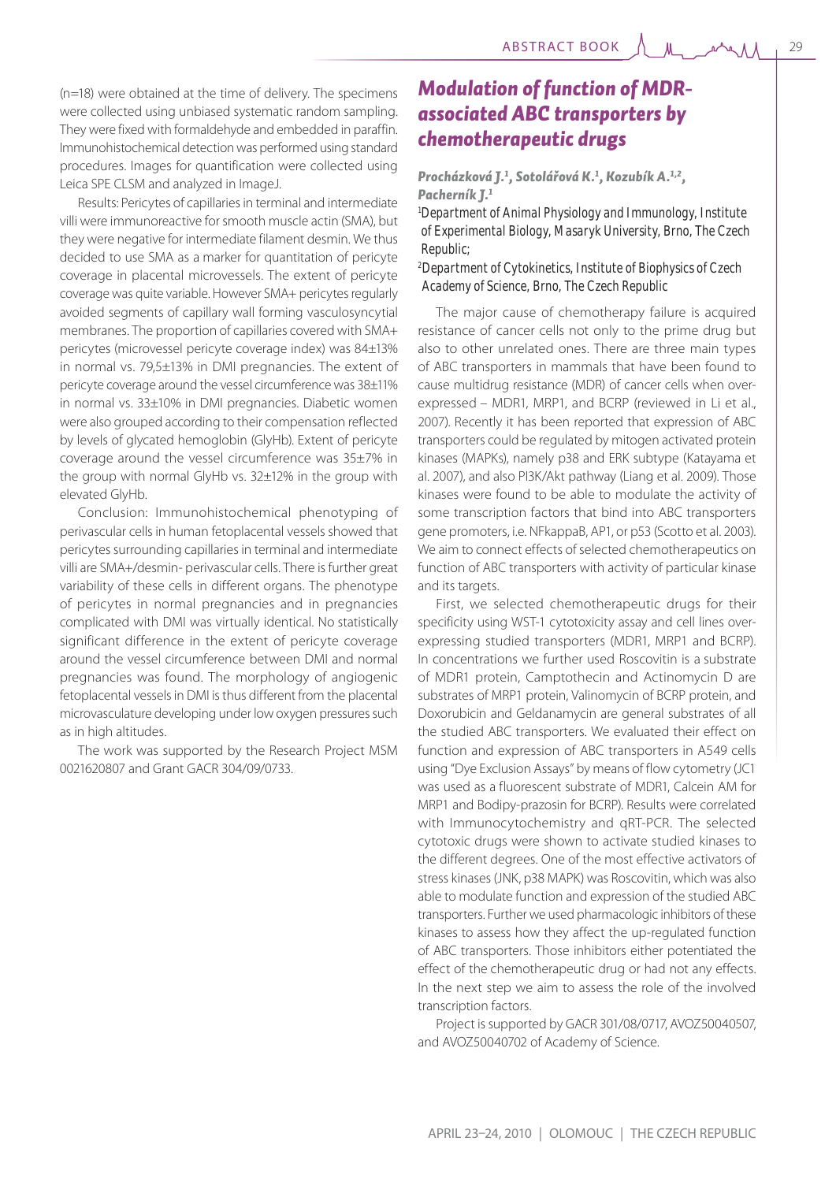(n=18) were obtained at the time of delivery. The specimens were collected using unbiased systematic random sampling. They were fixed with formaldehyde and embedded in paraffin. Immunohistochemical detection was performed using standard procedures. Images for quantification were collected using Leica SPE CLSM and analyzed in ImageJ.

Results: Pericytes of capillaries in terminal and intermediate villi were immunoreactive for smooth muscle actin (SMA), but they were negative for intermediate filament desmin. We thus decided to use SMA as a marker for quantitation of pericyte coverage in placental microvessels. The extent of pericyte coverage was quite variable. However SMA+ pericytes regularly avoided segments of capillary wall forming vasculosyncytial membranes. The proportion of capillaries covered with SMA+ pericytes (microvessel pericyte coverage index) was 84±13% in normal vs. 79,5±13% in DMI pregnancies. The extent of pericyte coverage around the vessel circumference was 38±11% in normal vs. 33±10% in DMI pregnancies. Diabetic women were also grouped according to their compensation reflected by levels of glycated hemoglobin (GlyHb). Extent of pericyte coverage around the vessel circumference was 35±7% in the group with normal GlyHb vs. 32±12% in the group with elevated GlyHb.

Conclusion: Immunohistochemical phenotyping of perivascular cells in human fetoplacental vessels showed that pericytes surrounding capillaries in terminal and intermediate villi are SMA+/desmin- perivascular cells. There is further great variability of these cells in different organs. The phenotype of pericytes in normal pregnancies and in pregnancies complicated with DMI was virtually identical. No statistically significant difference in the extent of pericyte coverage around the vessel circumference between DMI and normal pregnancies was found. The morphology of angiogenic fetoplacental vessels in DMI is thus different from the placental microvasculature developing under low oxygen pressures such as in high altitudes.

The work was supported by the Research Project MSM 0021620807 and Grant GACR 304/09/0733.

## Modulation of function of MDR-associated ABC transporters by chemotherapeutic drugs

**Procházková J.[1], Sotolářová K.[1], Kozubík A.[1,2], Pacherník J.[1]**

[1]Department of Animal Physiology and Immunology, Institute of Experimental Biology, Masaryk University, Brno, The Czech Republic;

[2]Department of Cytokinetics, Institute of Biophysics of Czech Academy of Science, Brno, The Czech Republic

The major cause of chemotherapy failure is acquired resistance of cancer cells not only to the prime drug but also to other unrelated ones. There are three main types of ABC transporters in mammals that have been found to cause multidrug resistance (MDR) of cancer cells when over-expressed – MDR1, MRP1, and BCRP (reviewed in Li et al., 2007). Recently it has been reported that expression of ABC transporters could be regulated by mitogen activated protein kinases (MAPKs), namely p38 and ERK subtype (Katayama et al. 2007), and also PI3K/Akt pathway (Liang et al. 2009). Those kinases were found to be able to modulate the activity of some transcription factors that bind into ABC transporters gene promoters, i.e. NFkappaB, AP1, or p53 (Scotto et al. 2003). We aim to connect effects of selected chemotherapeutics on function of ABC transporters with activity of particular kinase and its targets.

First, we selected chemotherapeutic drugs for their specificity using WST-1 cytotoxicity assay and cell lines over-expressing studied transporters (MDR1, MRP1 and BCRP). In concentrations we further used Roscovitin is a substrate of MDR1 protein, Camptothecin and Actinomycin D are substrates of MRP1 protein, Valinomycin of BCRP protein, and Doxorubicin and Geldanamycin are general substrates of all the studied ABC transporters. We evaluated their effect on function and expression of ABC transporters in A549 cells using "Dye Exclusion Assays" by means of flow cytometry (JC1 was used as a fluorescent substrate of MDR1, Calcein AM for MRP1 and Bodipy-prazosin for BCRP). Results were correlated with Immunocytochemistry and qRT-PCR. The selected cytotoxic drugs were shown to activate studied kinases to the different degrees. One of the most effective activators of stress kinases (JNK, p38 MAPK) was Roscovitin, which was also able to modulate function and expression of the studied ABC transporters. Further we used pharmacologic inhibitors of these kinases to assess how they affect the up-regulated function of ABC transporters. Those inhibitors either potentiated the effect of the chemotherapeutic drug or had not any effects. In the next step we aim to assess the role of the involved transcription factors.

Project is supported by GACR 301/08/0717, AVOZ50040507, and AVOZ50040702 of Academy of Science.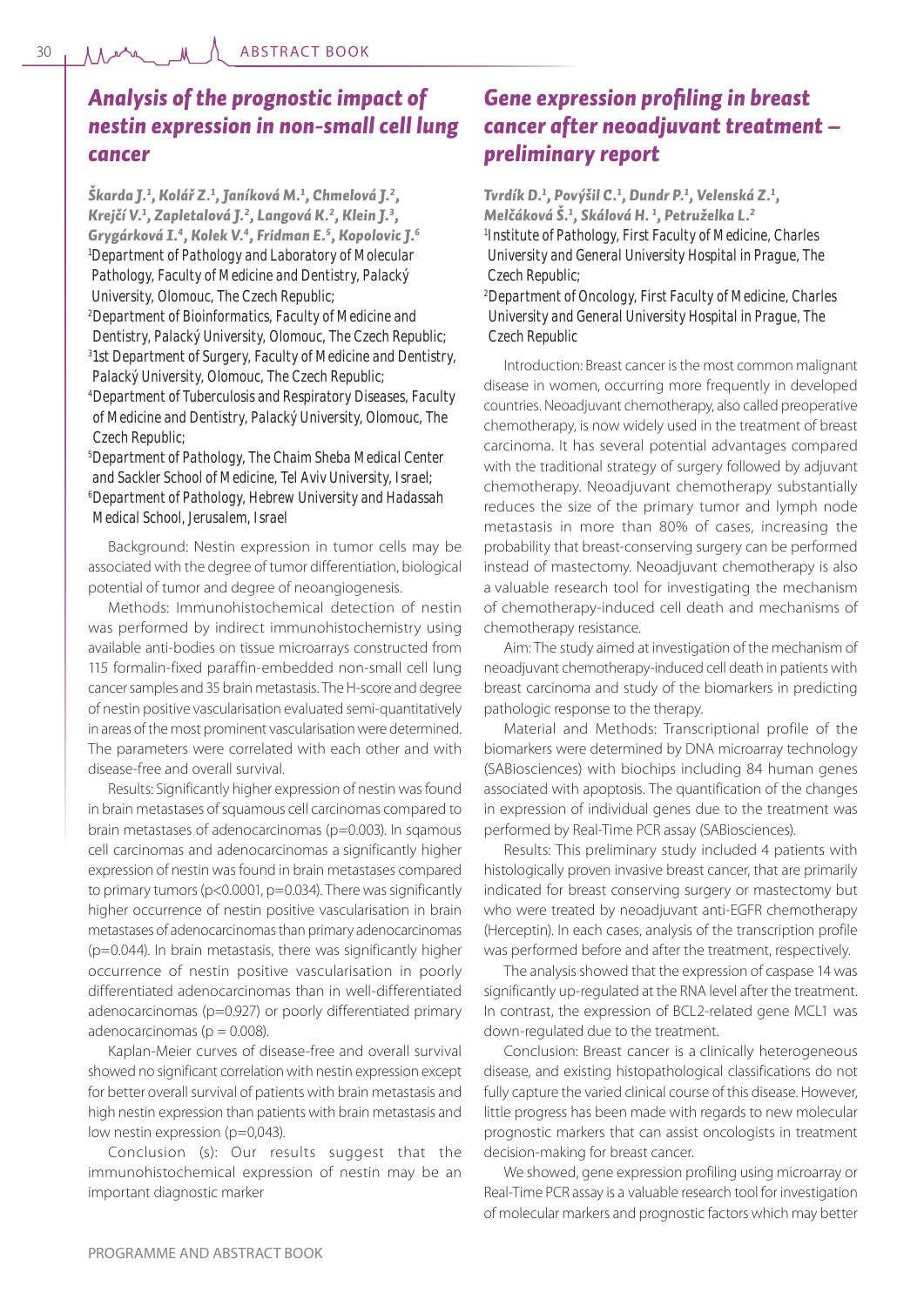## Analysis of the prognostic impact of nestin expression in non-small cell lung cancer

*Škarda J.[1], Kolář Z.[1], Janíková M.[1], Chmelová J.[2], Krejčí V.[1], Zapletalová J.[2], Langová K.[2], Klein J.[3], Grygárková I.[4], Kolek V.[4], Fridman E.[5], Kopolovic J.[6]*

[1]Department of Pathology and Laboratory of Molecular Pathology, Faculty of Medicine and Dentistry, Palacký University, Olomouc, The Czech Republic;
[2]Department of Bioinformatics, Faculty of Medicine and Dentistry, Palacký University, Olomouc, The Czech Republic;
[3]1st Department of Surgery, Faculty of Medicine and Dentistry, Palacký University, Olomouc, The Czech Republic;
[4]Department of Tuberculosis and Respiratory Diseases, Faculty of Medicine and Dentistry, Palacký University, Olomouc, The Czech Republic;
[5]Department of Pathology, The Chaim Sheba Medical Center and Sackler School of Medicine, Tel Aviv University, Israel;
[6]Department of Pathology, Hebrew University and Hadassah Medical School, Jerusalem, Israel

Background: Nestin expression in tumor cells may be associated with the degree of tumor differentiation, biological potential of tumor and degree of neoangiogenesis.

Methods: Immunohistochemical detection of nestin was performed by indirect immunohistochemistry using available anti-bodies on tissue microarrays constructed from 115 formalin-fixed paraffin-embedded non-small cell lung cancer samples and 35 brain metastasis. The H-score and degree of nestin positive vascularisation evaluated semi-quantitatively in areas of the most prominent vascularisation were determined. The parameters were correlated with each other and with disease-free and overall survival.

Results: Significantly higher expression of nestin was found in brain metastases of squamous cell carcinomas compared to brain metastases of adenocarcinomas ($p=0.003$). In sqamous cell carcinomas and adenocarcinomas a significantly higher expression of nestin was found in brain metastases compared to primary tumors ($p<0.0001$, $p=0.034$). There was significantly higher occurrence of nestin positive vascularisation in brain metastases of adenocarcinomas than primary adenocarcinomas ($p=0.044$). In brain metastasis, there was significantly higher occurrence of nestin positive vascularisation in poorly differentiated adenocarcinomas than in well-differentiated adenocarcinomas ($p=0.927$) or poorly differentiated primary adenocarcinomas ($p = 0.008$).

Kaplan-Meier curves of disease-free and overall survival showed no significant correlation with nestin expression except for better overall survival of patients with brain metastasis and high nestin expression than patients with brain metastasis and low nestin expression ($p=0,043$).

Conclusion (s): Our results suggest that the immunohistochemical expression of nestin may be an important diagnostic marker

## Gene expression profiling in breast cancer after neoadjuvant treatment – preliminary report

*Tvrdík D.[1], Povýšil C.[1], Dundr P.[1], Velenská Z.[1], Melčáková Š.[1], Skálová H. [1], Petruželka L.[2]*

[1]Institute of Pathology, First Faculty of Medicine, Charles University and General University Hospital in Prague, The Czech Republic;
[2]Department of Oncology, First Faculty of Medicine, Charles University and General University Hospital in Prague, The Czech Republic

Introduction: Breast cancer is the most common malignant disease in women, occurring more frequently in developed countries. Neoadjuvant chemotherapy, also called preoperative chemotherapy, is now widely used in the treatment of breast carcinoma. It has several potential advantages compared with the traditional strategy of surgery followed by adjuvant chemotherapy. Neoadjuvant chemotherapy substantially reduces the size of the primary tumor and lymph node metastasis in more than 80% of cases, increasing the probability that breast-conserving surgery can be performed instead of mastectomy. Neoadjuvant chemotherapy is also a valuable research tool for investigating the mechanism of chemotherapy-induced cell death and mechanisms of chemotherapy resistance.

Aim: The study aimed at investigation of the mechanism of neoadjuvant chemotherapy-induced cell death in patients with breast carcinoma and study of the biomarkers in predicting pathologic response to the therapy.

Material and Methods: Transcriptional profile of the biomarkers were determined by DNA microarray technology (SABiosciences) with biochips including 84 human genes associated with apoptosis. The quantification of the changes in expression of individual genes due to the treatment was performed by Real-Time PCR assay (SABiosciences).

Results: This preliminary study included 4 patients with histologically proven invasive breast cancer, that are primarily indicated for breast conserving surgery or mastectomy but who were treated by neoadjuvant anti-EGFR chemotherapy (Herceptin). In each cases, analysis of the transcription profile was performed before and after the treatment, respectively.

The analysis showed that the expression of caspase 14 was significantly up-regulated at the RNA level after the treatment. In contrast, the expression of BCL2-related gene MCL1 was down-regulated due to the treatment.

Conclusion: Breast cancer is a clinically heterogeneous disease, and existing histopathological classifications do not fully capture the varied clinical course of this disease. However, little progress has been made with regards to new molecular prognostic markers that can assist oncologists in treatment decision-making for breast cancer.

We showed, gene expression profiling using microarray or Real-Time PCR assay is a valuable research tool for investigation of molecular markers and prognostic factors which may better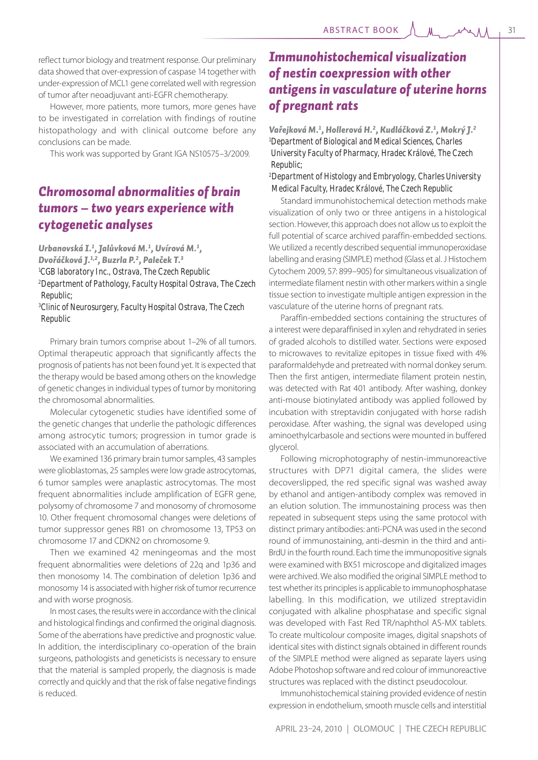reflect tumor biology and treatment response. Our preliminary data showed that over-expression of caspase 14 together with under-expression of MCL1 gene correlated well with regression of tumor after neoadjuvant anti-EGFR chemotherapy.

However, more patients, more tumors, more genes have to be investigated in correlation with findings of routine histopathology and with clinical outcome before any conclusions can be made.

This work was supported by Grant IGA NS10575–3/2009.

## Chromosomal abnormalities of brain tumors – two years experience with cytogenetic analyses

*Urbanovská I.[1], Jalůvková M.[1], Uvírová M.[1], Dvořáčková J.[1,2], Buzrla P.[2], Paleček T.[3]*

[1]CGB laboratory Inc., Ostrava, The Czech Republic
[2]Department of Pathology, Faculty Hospital Ostrava, The Czech Republic;
[3]Clinic of Neurosurgery, Faculty Hospital Ostrava, The Czech Republic

Primary brain tumors comprise about 1–2% of all tumors. Optimal therapeutic approach that significantly affects the prognosis of patients has not been found yet. It is expected that the therapy would be based among others on the knowledge of genetic changes in individual types of tumor by monitoring the chromosomal abnormalities.

Molecular cytogenetic studies have identified some of the genetic changes that underlie the pathologic differences among astrocytic tumors; progression in tumor grade is associated with an accumulation of aberrations.

We examined 136 primary brain tumor samples, 43 samples were glioblastomas, 25 samples were low grade astrocytomas, 6 tumor samples were anaplastic astrocytomas. The most frequent abnormalities include amplification of EGFR gene, polysomy of chromosome 7 and monosomy of chromosome 10. Other frequent chromosomal changes were deletions of tumor suppressor genes RB1 on chromosome 13, TP53 on chromosome 17 and CDKN2 on chromosome 9.

Then we examined 42 meningeomas and the most frequent abnormalities were deletions of 22q and 1p36 and then monosomy 14. The combination of deletion 1p36 and monosomy 14 is associated with higher risk of tumor recurrence and with worse prognosis.

In most cases, the results were in accordance with the clinical and histological findings and confirmed the original diagnosis. Some of the aberrations have predictive and prognostic value. In addition, the interdisciplinary co-operation of the brain surgeons, pathologists and geneticists is necessary to ensure that the material is sampled properly, the diagnosis is made correctly and quickly and that the risk of false negative findings is reduced.

## Immunohistochemical visualization of nestin coexpression with other antigens in vasculature of uterine horns of pregnant rats

*Vařejková M.[1], Hollerová H.[2], Kudláčková Z.[1], Mokrý J.[2]*

[1]Department of Biological and Medical Sciences, Charles University Faculty of Pharmacy, Hradec Králové, The Czech Republic;
[2]Department of Histology and Embryology, Charles University Medical Faculty, Hradec Králové, The Czech Republic

Standard immunohistochemical detection methods make visualization of only two or three antigens in a histological section. However, this approach does not allow us to exploit the full potential of scarce archived paraffin-embedded sections. We utilized a recently described sequential immunoperoxidase labelling and erasing (SIMPLE) method (Glass et al. J Histochem Cytochem 2009, 57: 899–905) for simultaneous visualization of intermediate filament nestin with other markers within a single tissue section to investigate multiple antigen expression in the vasculature of the uterine horns of pregnant rats.

Paraffin-embedded sections containing the structures of a interest were deparaffinised in xylen and rehydrated in series of graded alcohols to distilled water. Sections were exposed to microwaves to revitalize epitopes in tissue fixed with 4% paraformaldehyde and pretreated with normal donkey serum. Then the first antigen, intermediate filament protein nestin, was detected with Rat 401 antibody. After washing, donkey anti-mouse biotinylated antibody was applied followed by incubation with streptavidin conjugated with horse radish peroxidase. After washing, the signal was developed using aminoethylcarbasole and sections were mounted in buffered glycerol.

Following microphotography of nestin-immunoreactive structures with DP71 digital camera, the slides were decoverslipped, the red specific signal was washed away by ethanol and antigen-antibody complex was removed in an elution solution. The immunostaining process was then repeated in subsequent steps using the same protocol with distinct primary antibodies: anti-PCNA was used in the second round of immunostaining, anti-desmin in the third and anti-BrdU in the fourth round. Each time the immunopositive signals were examined with BX51 microscope and digitalized images were archived. We also modified the original SIMPLE method to test whether its principles is applicable to immunophosphatase labelling. In this modification, we utilized streptavidin conjugated with alkaline phosphatase and specific signal was developed with Fast Red TR/naphthol AS-MX tablets. To create multicolour composite images, digital snapshots of identical sites with distinct signals obtained in different rounds of the SIMPLE method were aligned as separate layers using Adobe Photoshop software and red colour of immunoreactive structures was replaced with the distinct pseudocolour.

Immunohistochemical staining provided evidence of nestin expression in endothelium, smooth muscle cells and interstitial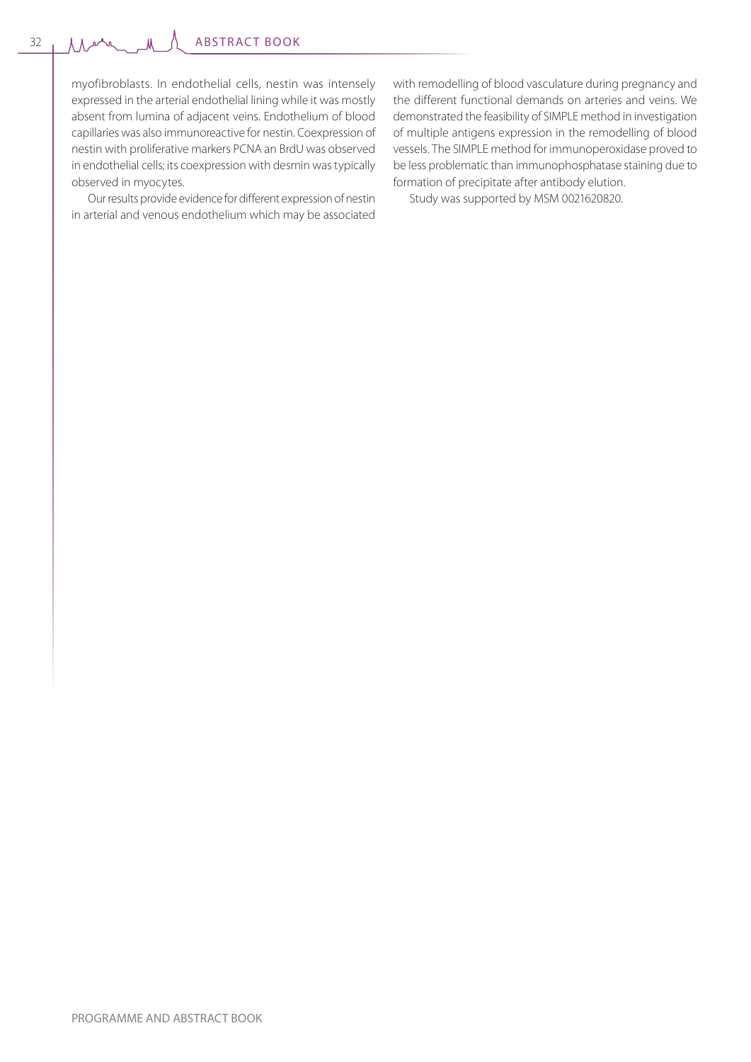myofibroblasts. In endothelial cells, nestin was intensely expressed in the arterial endothelial lining while it was mostly absent from lumina of adjacent veins. Endothelium of blood capillaries was also immunoreactive for nestin. Coexpression of nestin with proliferative markers PCNA an BrdU was observed in endothelial cells; its coexpression with desmin was typically observed in myocytes.

Our results provide evidence for different expression of nestin in arterial and venous endothelium which may be associated with remodelling of blood vasculature during pregnancy and the different functional demands on arteries and veins. We demonstrated the feasibility of SIMPLE method in investigation of multiple antigens expression in the remodelling of blood vessels. The SIMPLE method for immunoperoxidase proved to be less problematic than immunophosphatase staining due to formation of precipitate after antibody elution.

Study was supported by MSM 0021620820.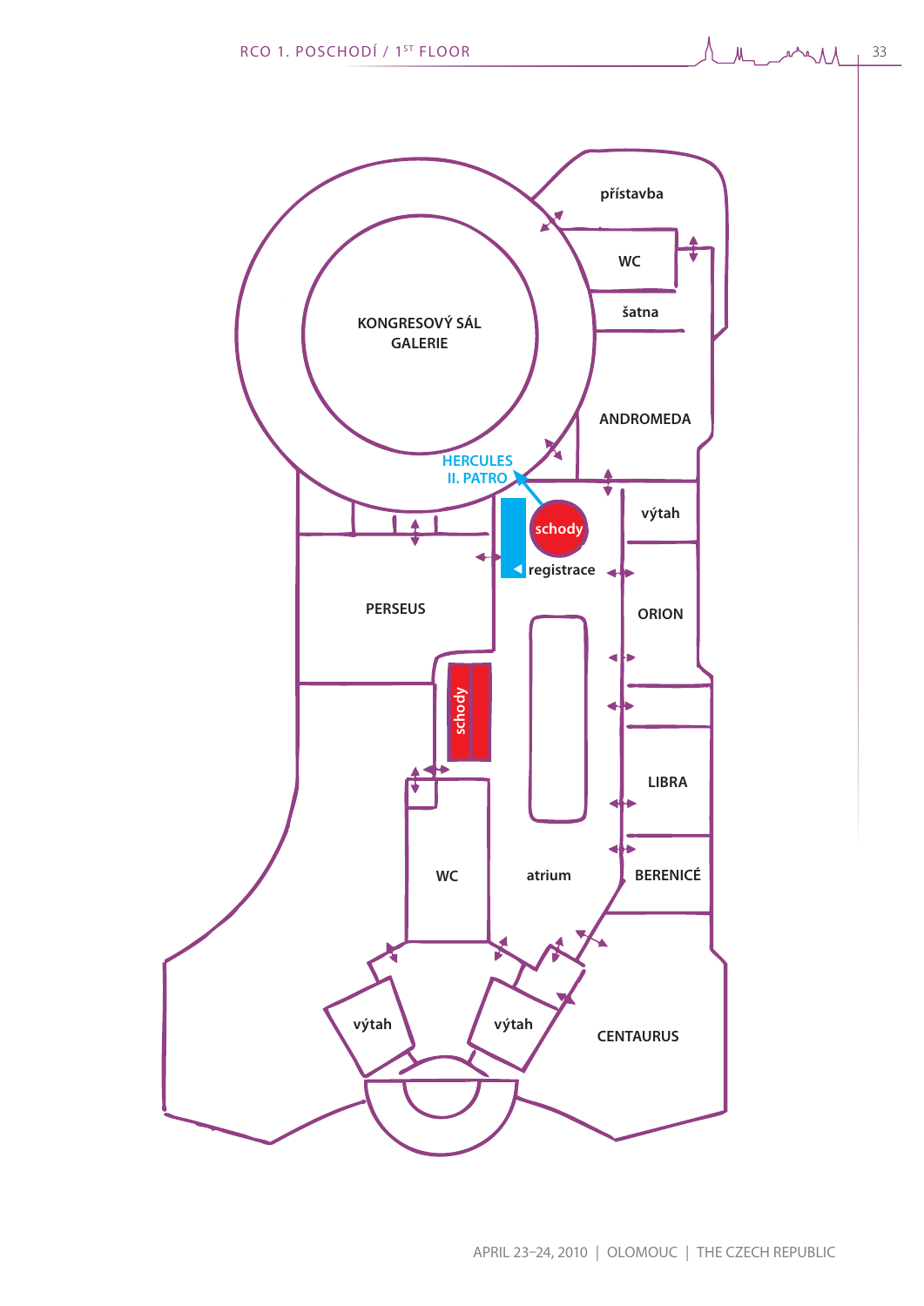# RCO 1. POSCHODÍ / 1ST FLOOR

přístavba

WC

šatna

KONGRESOVÝ SÁL
GALERIE

ANDROMEDA

HERCULES
II. PATRO

výtah

schody

registrace

PERSEUS

ORION

schody

LIBRA

WC

atrium

BERENICÉ

výtah

výtah

CENTAURUS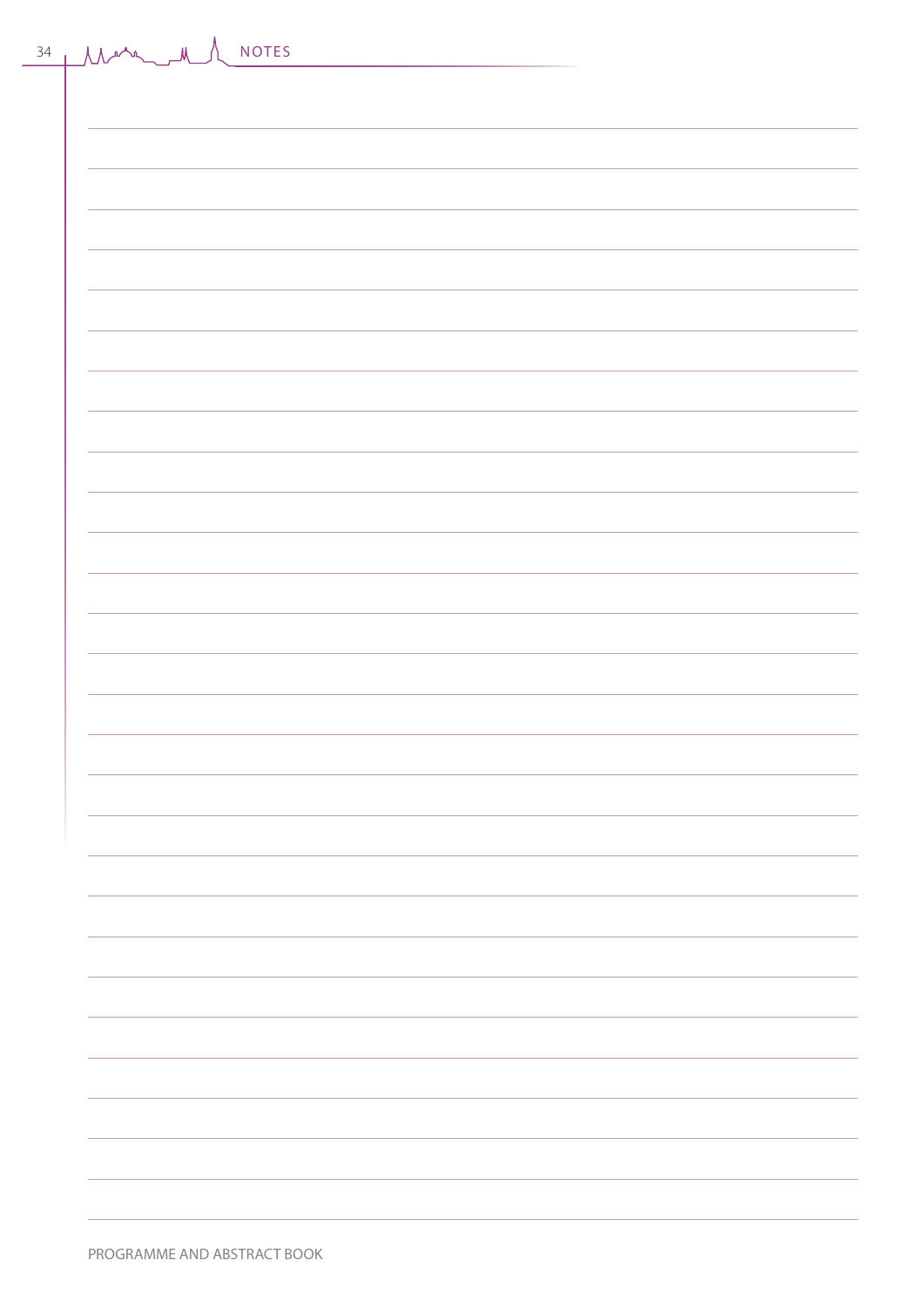# NOTES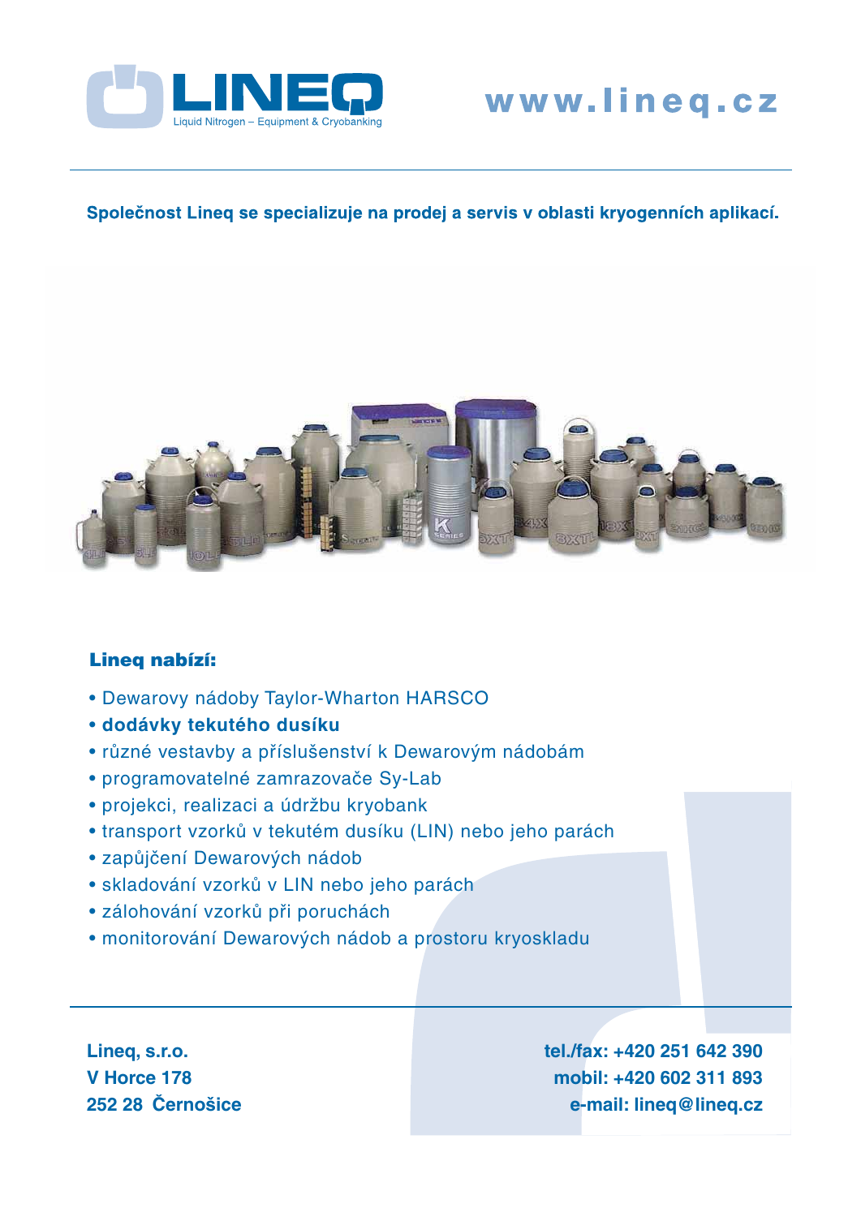LINEQ

Liquid Nitrogen – Equipment & Cryobanking

www.lineq.cz

**Společnost Lineq se specializuje na prodej a servis v oblasti kryogenních aplikací.**

### Lineq nabízí:

- Dewarovy nádoby Taylor-Wharton HARSCO
- **dodávky tekutého dusíku**
- různé vestavby a příslušenství k Dewarovým nádobám
- programovatelné zamrazovače Sy-Lab
- projekci, realizaci a údržbu kryobank
- transport vzorků v tekutém dusíku (LIN) nebo jeho parách
- zapůjčení Dewarových nádob
- skladování vzorků v LIN nebo jeho parách
- zálohování vzorků při poruchách
- monitorování Dewarových nádob a prostoru kryoskladu

**Lineq, s.r.o.**
**V Horce 178**
**252 28 Černošice**

**tel./fax: +420 251 642 390**
**mobil: +420 602 311 893**
**e-mail: lineq@lineq.cz**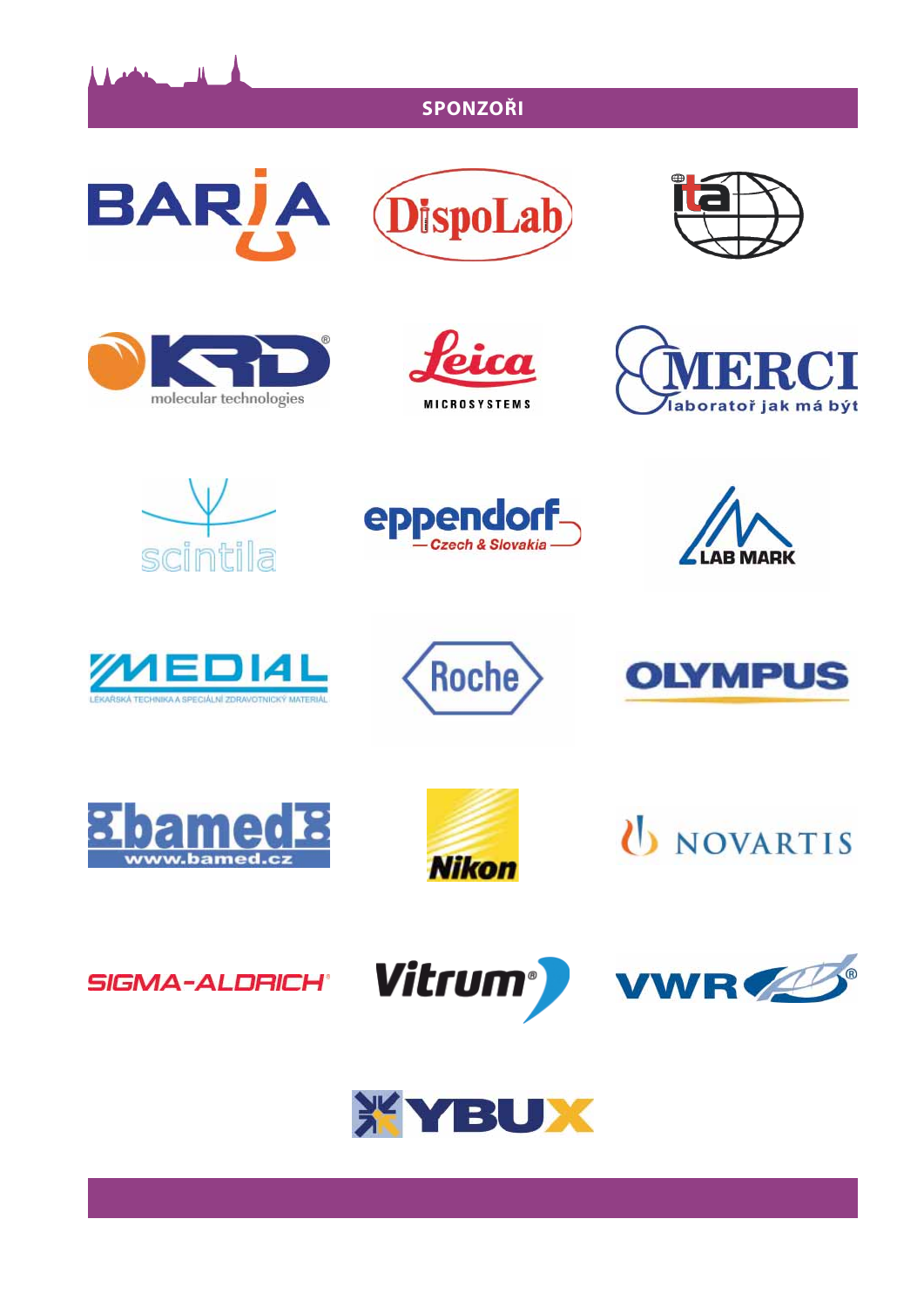# SPONZOŘI

BARJA

DispoLab

ita

KRD molecular technologies

Leica MICROSYSTEMS

MERCI laboratoř jak má být

scintila

eppendorf Czech & Slovakia

LAB MARK

MEDIAL LÉKAŘSKÁ TECHNIKA A SPECIÁLNÍ ZDRAVOTNICKÝ MATERIÁL

Roche

OLYMPUS

bamed www.bamed.cz

Nikon

NOVARTIS

SIGMA-ALDRICH

Vitrum

VWR

YBUX